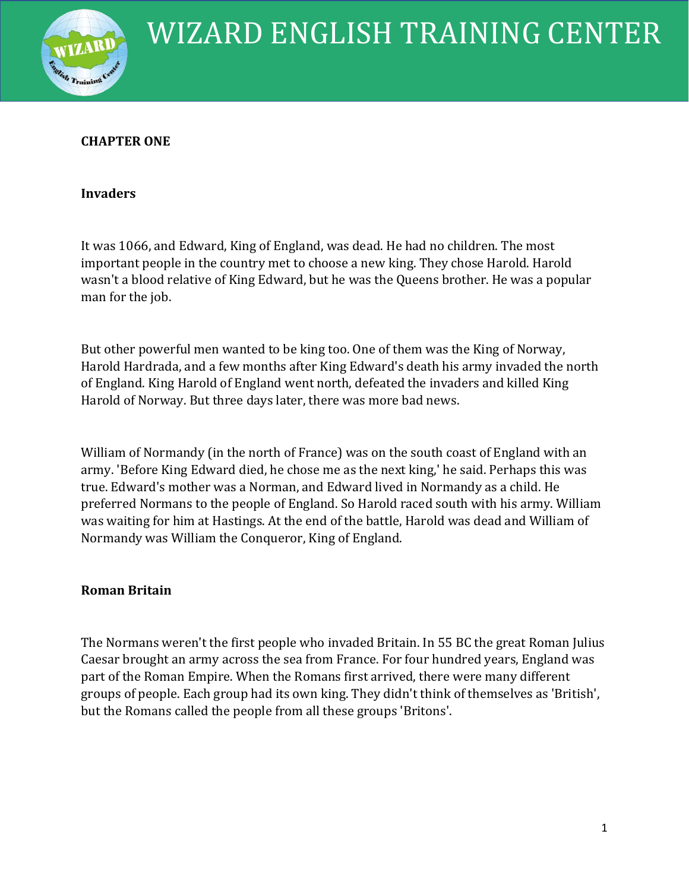**CHAPTER ONE**

**Invaders**

It was 1066, and Edward, King of England, was dead. He had no children. The most important people in the country met to choose a new king. They chose Harold. Harold wasn't a blood relative of King Edward, but he was the Queens brother. He was a popular man for the job.

But other powerful men wanted to be king too. One of them was the King of Norway, Harold Hardrada, and a few months after King Edward's death his army invaded the north of England. King Harold of England went north, defeated the invaders and killed King Harold of Norway. But three days later, there was more bad news.

William of Normandy (in the north of France) was on the south coast of England with an army. 'Before King Edward died, he chose me as the next king,' he said. Perhaps this was true. Edward's mother was a Norman, and Edward lived in Normandy as a child. He preferred Normans to the people of England. So Harold raced south with his army. William was waiting for him at Hastings. At the end of the battle, Harold was dead and William of Normandy was William the Conqueror, King of England.

**Roman Britain**

The Normans weren't the first people who invaded Britain. In 55 BC the great Roman Julius Caesar brought an army across the sea from France. For four hundred years, England was part of the Roman Empire. When the Romans first arrived, there were many different groups of people. Each group had its own king. They didn't think of themselves as 'British', but the Romans called the people from all these groups 'Britons'.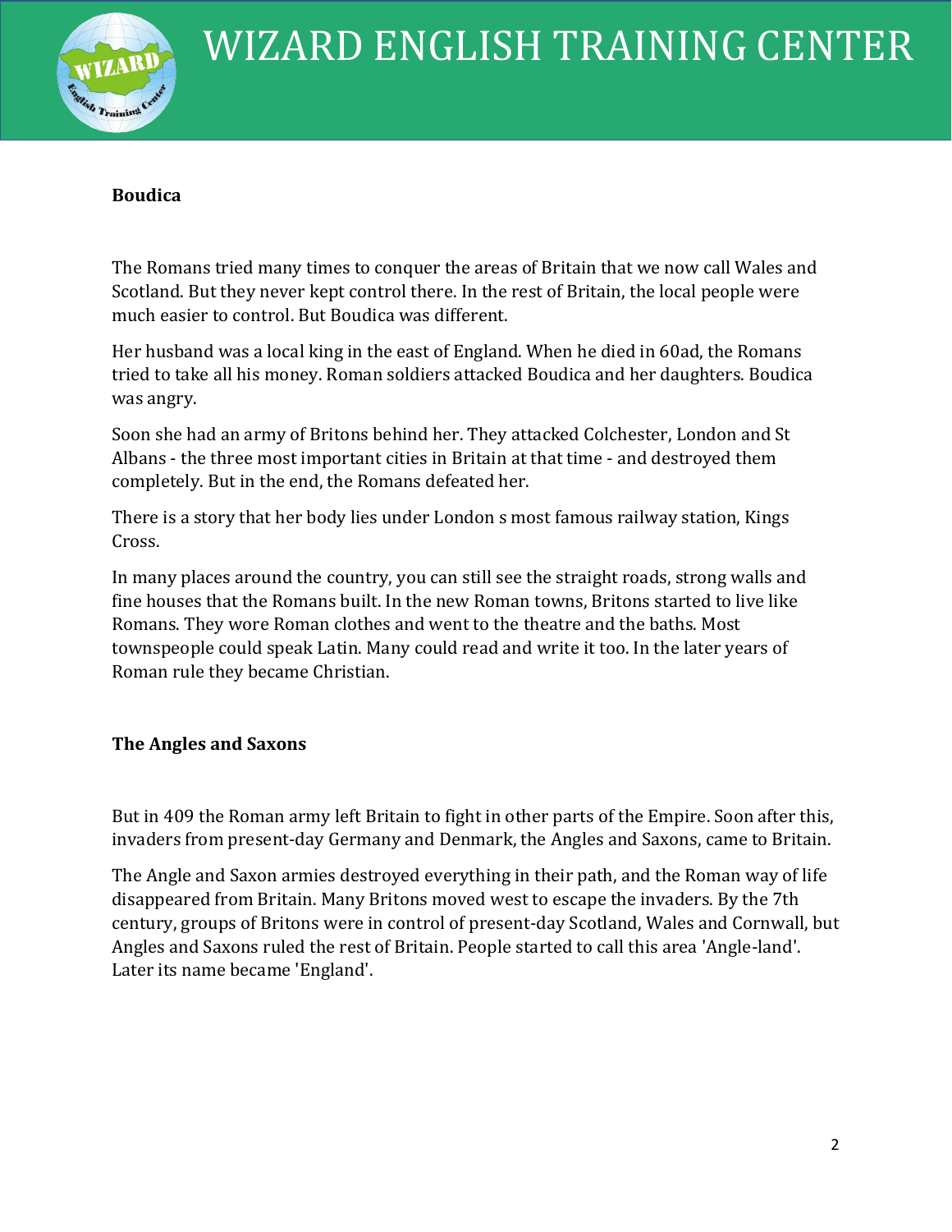**Boudica**

The Romans tried many times to conquer the areas of Britain that we now call Wales and Scotland. But they never kept control there. In the rest of Britain, the local people were much easier to control. But Boudica was different.

Her husband was a local king in the east of England. When he died in 60ad, the Romans tried to take all his money. Roman soldiers attacked Boudica and her daughters. Boudica was angry.

Soon she had an army of Britons behind her. They attacked Colchester, London and St Albans - the three most important cities in Britain at that time - and destroyed them completely. But in the end, the Romans defeated her.

There is a story that her body lies under London s most famous railway station, Kings Cross.

In many places around the country, you can still see the straight roads, strong walls and fine houses that the Romans built. In the new Roman towns, Britons started to live like Romans. They wore Roman clothes and went to the theatre and the baths. Most townspeople could speak Latin. Many could read and write it too. In the later years of Roman rule they became Christian.

**The Angles and Saxons**

But in 409 the Roman army left Britain to fight in other parts of the Empire. Soon after this, invaders from present-day Germany and Denmark, the Angles and Saxons, came to Britain.

The Angle and Saxon armies destroyed everything in their path, and the Roman way of life disappeared from Britain. Many Britons moved west to escape the invaders. By the 7th century, groups of Britons were in control of present-day Scotland, Wales and Cornwall, but Angles and Saxons ruled the rest of Britain. People started to call this area 'Angle-land'. Later its name became 'England'.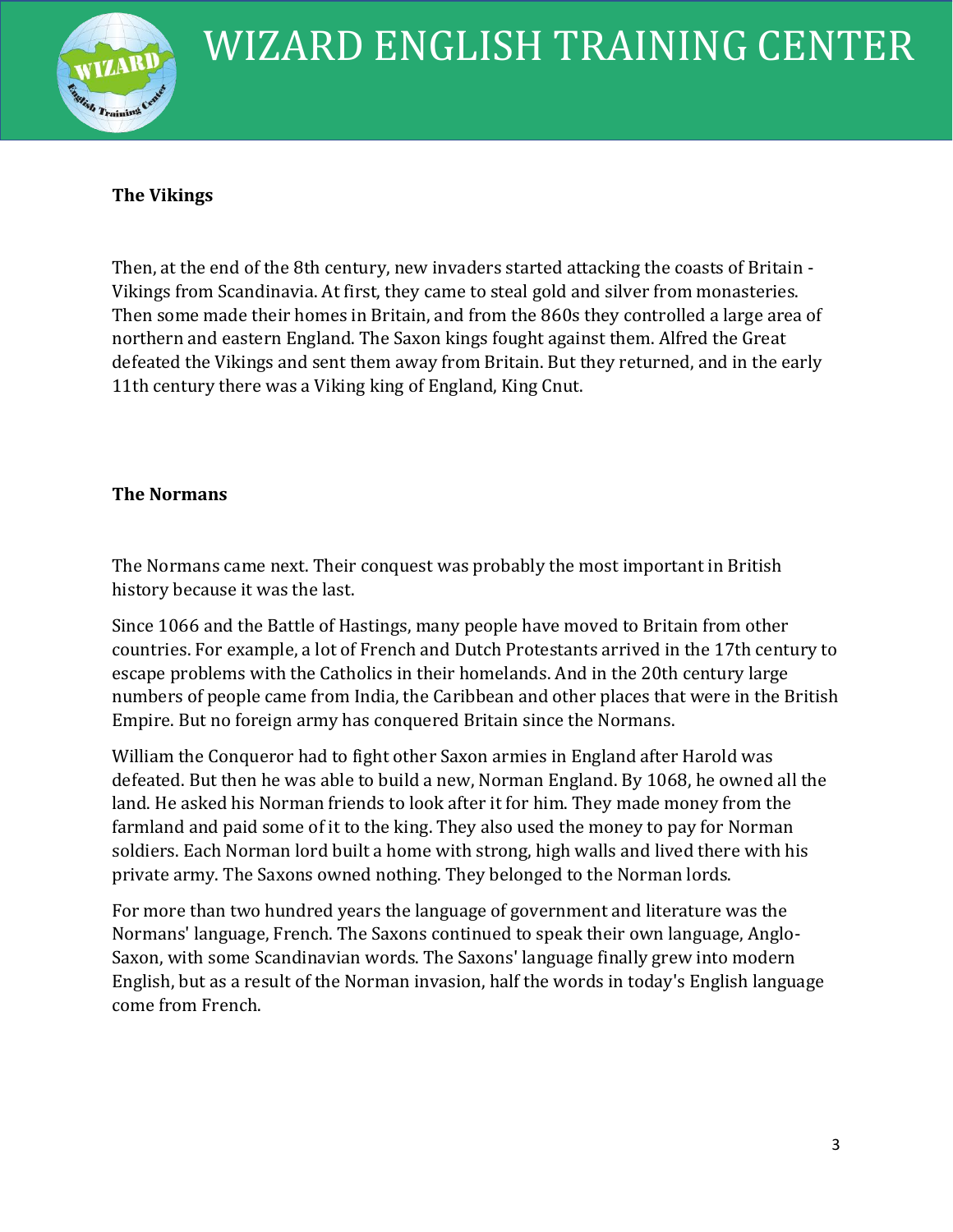### The Vikings

Then, at the end of the 8th century, new invaders started attacking the coasts of Britain - Vikings from Scandinavia. At first, they came to steal gold and silver from monasteries. Then some made their homes in Britain, and from the 860s they controlled a large area of northern and eastern England. The Saxon kings fought against them. Alfred the Great defeated the Vikings and sent them away from Britain. But they returned, and in the early 11th century there was a Viking king of England, King Cnut.

### The Normans

The Normans came next. Their conquest was probably the most important in British history because it was the last.

Since 1066 and the Battle of Hastings, many people have moved to Britain from other countries. For example, a lot of French and Dutch Protestants arrived in the 17th century to escape problems with the Catholics in their homelands. And in the 20th century large numbers of people came from India, the Caribbean and other places that were in the British Empire. But no foreign army has conquered Britain since the Normans.

William the Conqueror had to fight other Saxon armies in England after Harold was defeated. But then he was able to build a new, Norman England. By 1068, he owned all the land. He asked his Norman friends to look after it for him. They made money from the farmland and paid some of it to the king. They also used the money to pay for Norman soldiers. Each Norman lord built a home with strong, high walls and lived there with his private army. The Saxons owned nothing. They belonged to the Norman lords.

For more than two hundred years the language of government and literature was the Normans' language, French. The Saxons continued to speak their own language, Anglo-Saxon, with some Scandinavian words. The Saxons' language finally grew into modern English, but as a result of the Norman invasion, half the words in today's English language come from French.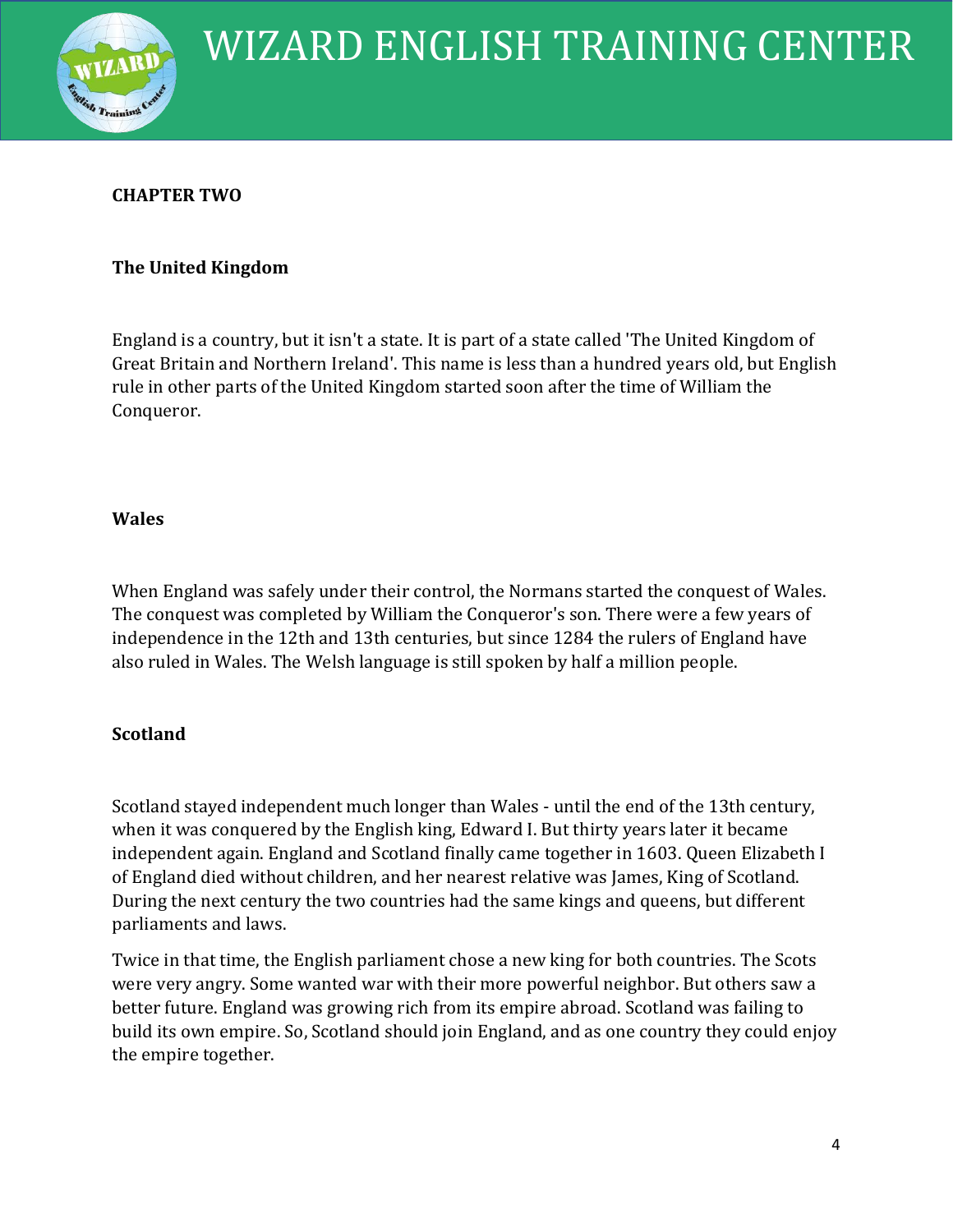**CHAPTER TWO**

**The United Kingdom**

England is a country, but it isn't a state. It is part of a state called 'The United Kingdom of Great Britain and Northern Ireland'. This name is less than a hundred years old, but English rule in other parts of the United Kingdom started soon after the time of William the Conqueror.

**Wales**

When England was safely under their control, the Normans started the conquest of Wales. The conquest was completed by William the Conqueror's son. There were a few years of independence in the 12th and 13th centuries, but since 1284 the rulers of England have also ruled in Wales. The Welsh language is still spoken by half a million people.

**Scotland**

Scotland stayed independent much longer than Wales - until the end of the 13th century, when it was conquered by the English king, Edward I. But thirty years later it became independent again. England and Scotland finally came together in 1603. Queen Elizabeth I of England died without children, and her nearest relative was James, King of Scotland. During the next century the two countries had the same kings and queens, but different parliaments and laws.

Twice in that time, the English parliament chose a new king for both countries. The Scots were very angry. Some wanted war with their more powerful neighbor. But others saw a better future. England was growing rich from its empire abroad. Scotland was failing to build its own empire. So, Scotland should join England, and as one country they could enjoy the empire together.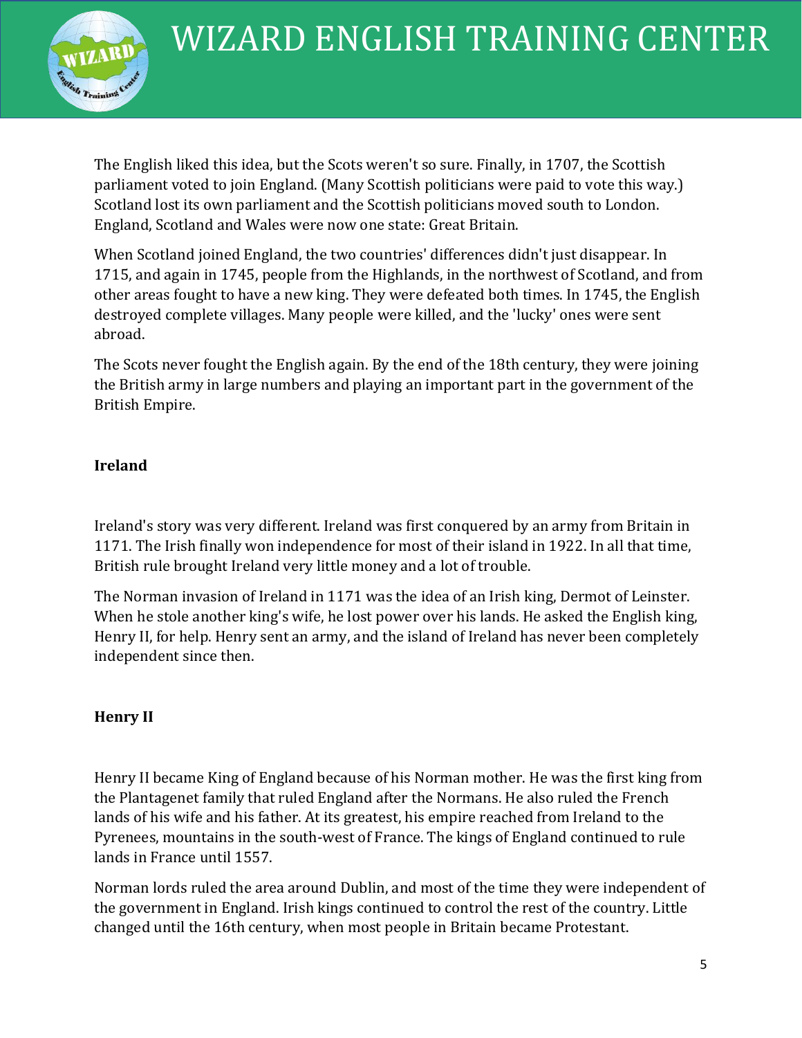The English liked this idea, but the Scots weren't so sure. Finally, in 1707, the Scottish parliament voted to join England. (Many Scottish politicians were paid to vote this way.) Scotland lost its own parliament and the Scottish politicians moved south to London. England, Scotland and Wales were now one state: Great Britain.

When Scotland joined England, the two countries' differences didn't just disappear. In 1715, and again in 1745, people from the Highlands, in the northwest of Scotland, and from other areas fought to have a new king. They were defeated both times. In 1745, the English destroyed complete villages. Many people were killed, and the 'lucky' ones were sent abroad.

The Scots never fought the English again. By the end of the 18th century, they were joining the British army in large numbers and playing an important part in the government of the British Empire.

**Ireland**

Ireland's story was very different. Ireland was first conquered by an army from Britain in 1171. The Irish finally won independence for most of their island in 1922. In all that time, British rule brought Ireland very little money and a lot of trouble.

The Norman invasion of Ireland in 1171 was the idea of an Irish king, Dermot of Leinster. When he stole another king's wife, he lost power over his lands. He asked the English king, Henry II, for help. Henry sent an army, and the island of Ireland has never been completely independent since then.

**Henry II**

Henry II became King of England because of his Norman mother. He was the first king from the Plantagenet family that ruled England after the Normans. He also ruled the French lands of his wife and his father. At its greatest, his empire reached from Ireland to the Pyrenees, mountains in the south-west of France. The kings of England continued to rule lands in France until 1557.

Norman lords ruled the area around Dublin, and most of the time they were independent of the government in England. Irish kings continued to control the rest of the country. Little changed until the 16th century, when most people in Britain became Protestant.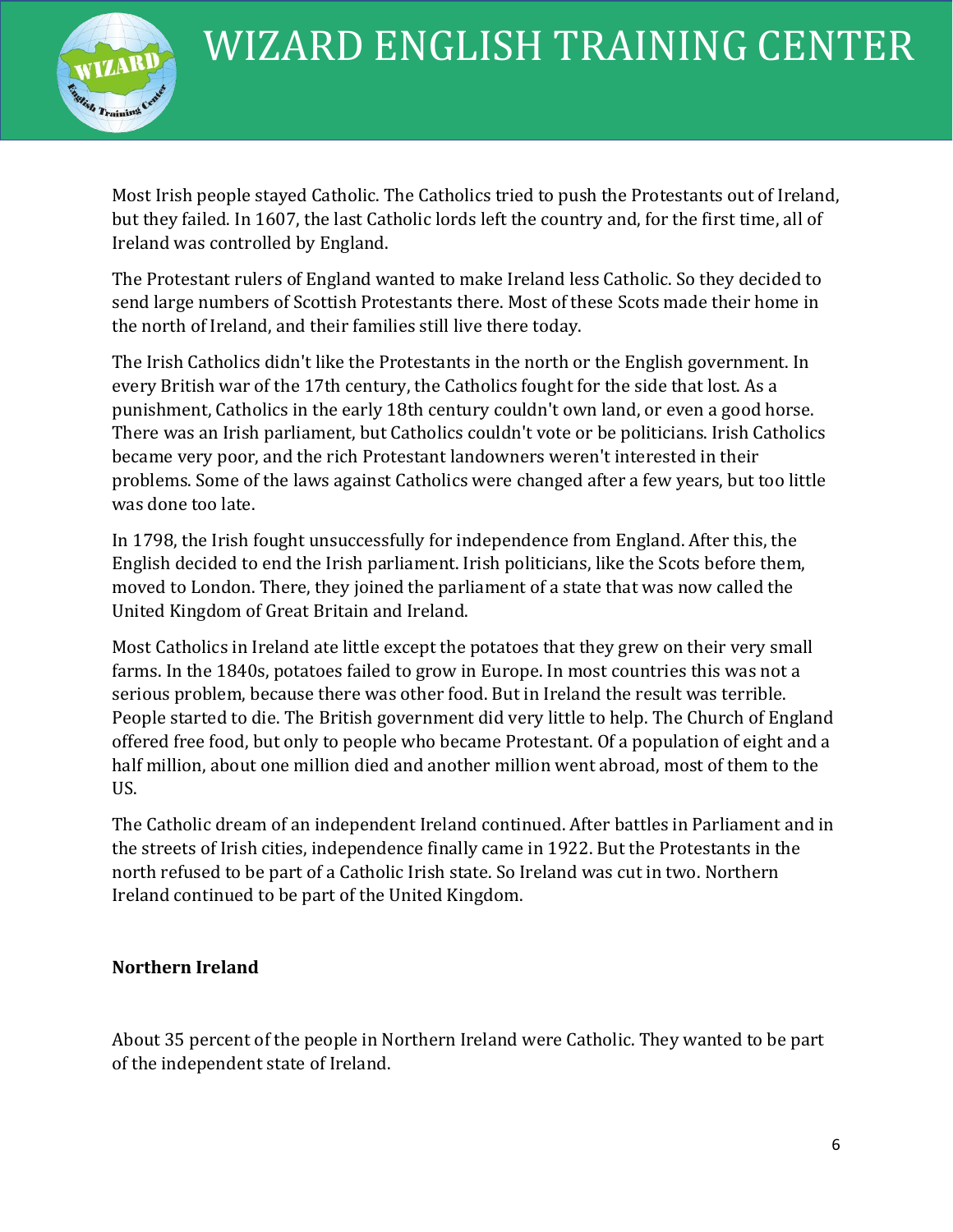Most Irish people stayed Catholic. The Catholics tried to push the Protestants out of Ireland, but they failed. In 1607, the last Catholic lords left the country and, for the first time, all of Ireland was controlled by England.

The Protestant rulers of England wanted to make Ireland less Catholic. So they decided to send large numbers of Scottish Protestants there. Most of these Scots made their home in the north of Ireland, and their families still live there today.

The Irish Catholics didn't like the Protestants in the north or the English government. In every British war of the 17th century, the Catholics fought for the side that lost. As a punishment, Catholics in the early 18th century couldn't own land, or even a good horse. There was an Irish parliament, but Catholics couldn't vote or be politicians. Irish Catholics became very poor, and the rich Protestant landowners weren't interested in their problems. Some of the laws against Catholics were changed after a few years, but too little was done too late.

In 1798, the Irish fought unsuccessfully for independence from England. After this, the English decided to end the Irish parliament. Irish politicians, like the Scots before them, moved to London. There, they joined the parliament of a state that was now called the United Kingdom of Great Britain and Ireland.

Most Catholics in Ireland ate little except the potatoes that they grew on their very small farms. In the 1840s, potatoes failed to grow in Europe. In most countries this was not a serious problem, because there was other food. But in Ireland the result was terrible. People started to die. The British government did very little to help. The Church of England offered free food, but only to people who became Protestant. Of a population of eight and a half million, about one million died and another million went abroad, most of them to the US.

The Catholic dream of an independent Ireland continued. After battles in Parliament and in the streets of Irish cities, independence finally came in 1922. But the Protestants in the north refused to be part of a Catholic Irish state. So Ireland was cut in two. Northern Ireland continued to be part of the United Kingdom.

**Northern Ireland**

About 35 percent of the people in Northern Ireland were Catholic. They wanted to be part of the independent state of Ireland.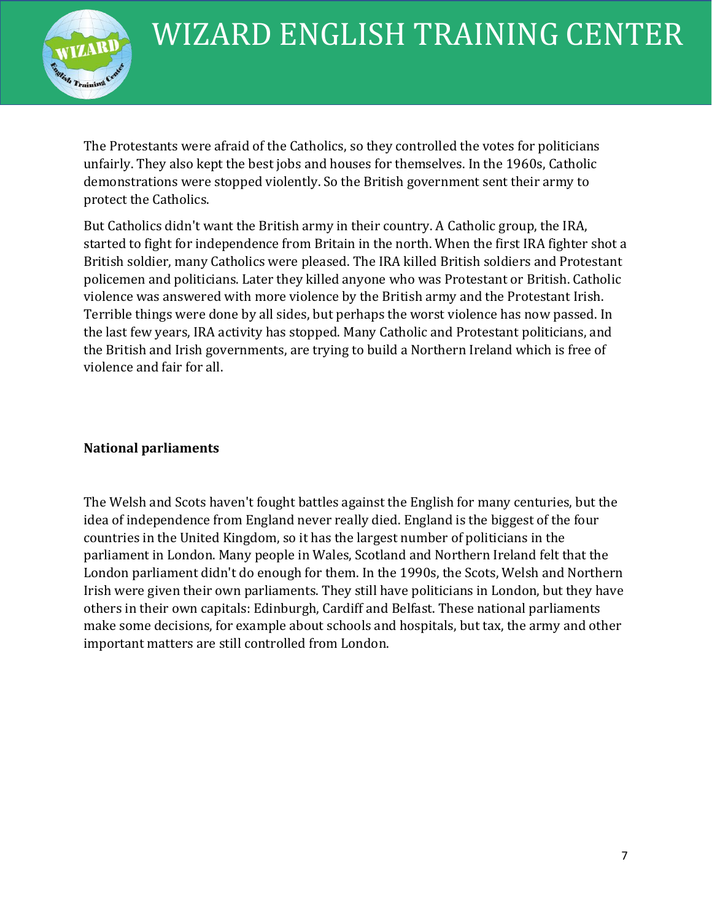The Protestants were afraid of the Catholics, so they controlled the votes for politicians unfairly. They also kept the best jobs and houses for themselves. In the 1960s, Catholic demonstrations were stopped violently. So the British government sent their army to protect the Catholics.

But Catholics didn't want the British army in their country. A Catholic group, the IRA, started to fight for independence from Britain in the north. When the first IRA fighter shot a British soldier, many Catholics were pleased. The IRA killed British soldiers and Protestant policemen and politicians. Later they killed anyone who was Protestant or British. Catholic violence was answered with more violence by the British army and the Protestant Irish. Terrible things were done by all sides, but perhaps the worst violence has now passed. In the last few years, IRA activity has stopped. Many Catholic and Protestant politicians, and the British and Irish governments, are trying to build a Northern Ireland which is free of violence and fair for all.

**National parliaments**

The Welsh and Scots haven't fought battles against the English for many centuries, but the idea of independence from England never really died. England is the biggest of the four countries in the United Kingdom, so it has the largest number of politicians in the parliament in London. Many people in Wales, Scotland and Northern Ireland felt that the London parliament didn't do enough for them. In the 1990s, the Scots, Welsh and Northern Irish were given their own parliaments. They still have politicians in London, but they have others in their own capitals: Edinburgh, Cardiff and Belfast. These national parliaments make some decisions, for example about schools and hospitals, but tax, the army and other important matters are still controlled from London.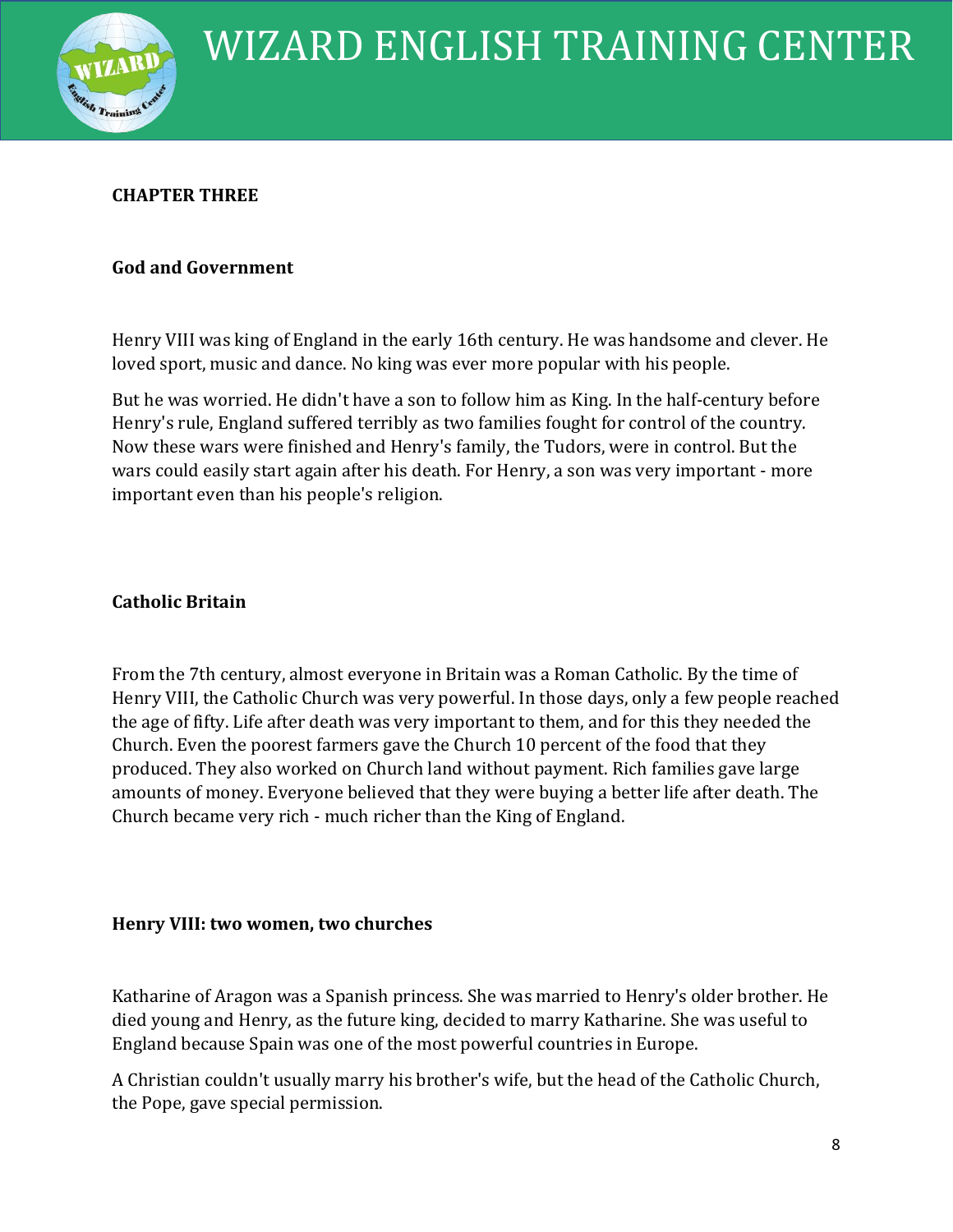## CHAPTER THREE

### God and Government

Henry VIII was king of England in the early 16th century. He was handsome and clever. He loved sport, music and dance. No king was ever more popular with his people.

But he was worried. He didn't have a son to follow him as King. In the half-century before Henry's rule, England suffered terribly as two families fought for control of the country. Now these wars were finished and Henry's family, the Tudors, were in control. But the wars could easily start again after his death. For Henry, a son was very important - more important even than his people's religion.

### Catholic Britain

From the 7th century, almost everyone in Britain was a Roman Catholic. By the time of Henry VIII, the Catholic Church was very powerful. In those days, only a few people reached the age of fifty. Life after death was very important to them, and for this they needed the Church. Even the poorest farmers gave the Church 10 percent of the food that they produced. They also worked on Church land without payment. Rich families gave large amounts of money. Everyone believed that they were buying a better life after death. The Church became very rich - much richer than the King of England.

### Henry VIII: two women, two churches

Katharine of Aragon was a Spanish princess. She was married to Henry's older brother. He died young and Henry, as the future king, decided to marry Katharine. She was useful to England because Spain was one of the most powerful countries in Europe.

A Christian couldn't usually marry his brother's wife, but the head of the Catholic Church, the Pope, gave special permission.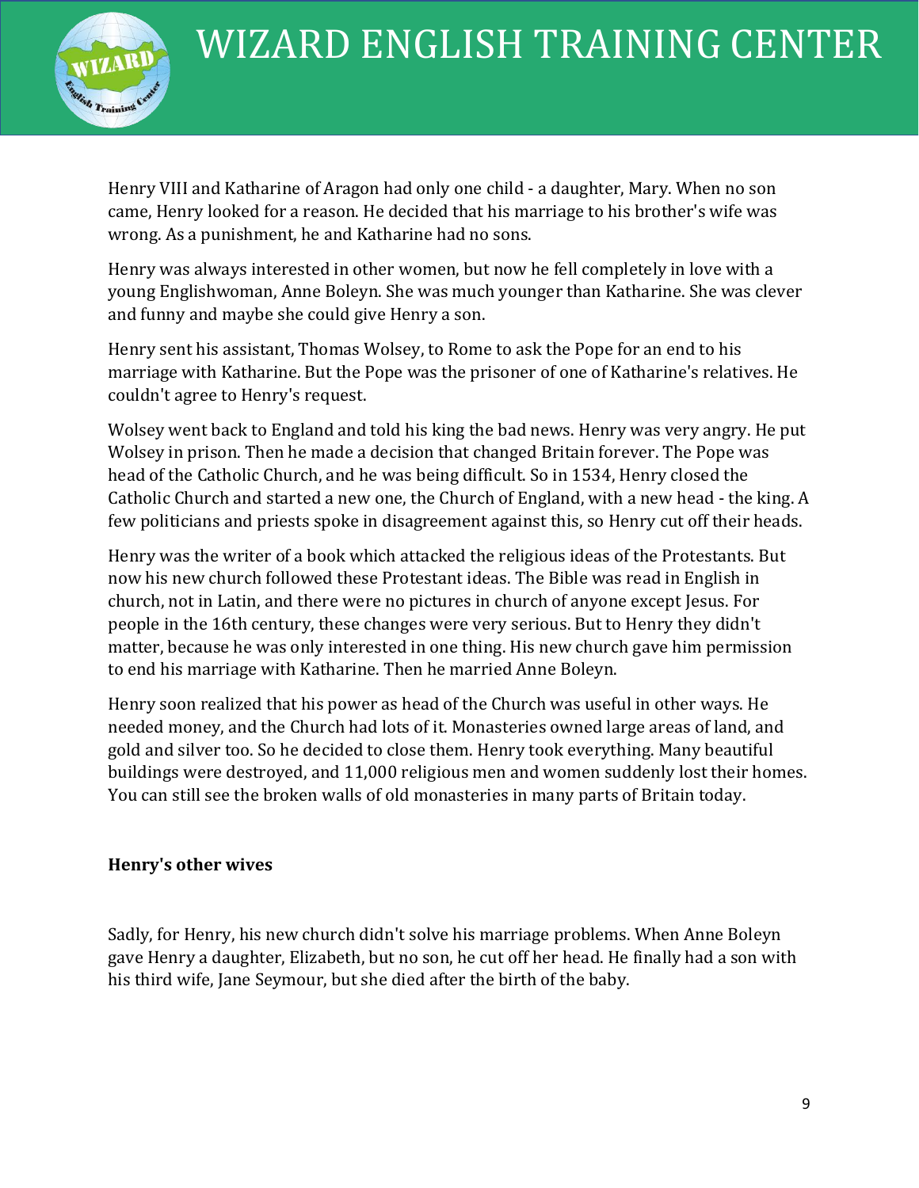Henry VIII and Katharine of Aragon had only one child - a daughter, Mary. When no son came, Henry looked for a reason. He decided that his marriage to his brother's wife was wrong. As a punishment, he and Katharine had no sons.

Henry was always interested in other women, but now he fell completely in love with a young Englishwoman, Anne Boleyn. She was much younger than Katharine. She was clever and funny and maybe she could give Henry a son.

Henry sent his assistant, Thomas Wolsey, to Rome to ask the Pope for an end to his marriage with Katharine. But the Pope was the prisoner of one of Katharine's relatives. He couldn't agree to Henry's request.

Wolsey went back to England and told his king the bad news. Henry was very angry. He put Wolsey in prison. Then he made a decision that changed Britain forever. The Pope was head of the Catholic Church, and he was being difficult. So in 1534, Henry closed the Catholic Church and started a new one, the Church of England, with a new head - the king. A few politicians and priests spoke in disagreement against this, so Henry cut off their heads.

Henry was the writer of a book which attacked the religious ideas of the Protestants. But now his new church followed these Protestant ideas. The Bible was read in English in church, not in Latin, and there were no pictures in church of anyone except Jesus. For people in the 16th century, these changes were very serious. But to Henry they didn't matter, because he was only interested in one thing. His new church gave him permission to end his marriage with Katharine. Then he married Anne Boleyn.

Henry soon realized that his power as head of the Church was useful in other ways. He needed money, and the Church had lots of it. Monasteries owned large areas of land, and gold and silver too. So he decided to close them. Henry took everything. Many beautiful buildings were destroyed, and 11,000 religious men and women suddenly lost their homes. You can still see the broken walls of old monasteries in many parts of Britain today.

**Henry's other wives**

Sadly, for Henry, his new church didn't solve his marriage problems. When Anne Boleyn gave Henry a daughter, Elizabeth, but no son, he cut off her head. He finally had a son with his third wife, Jane Seymour, but she died after the birth of the baby.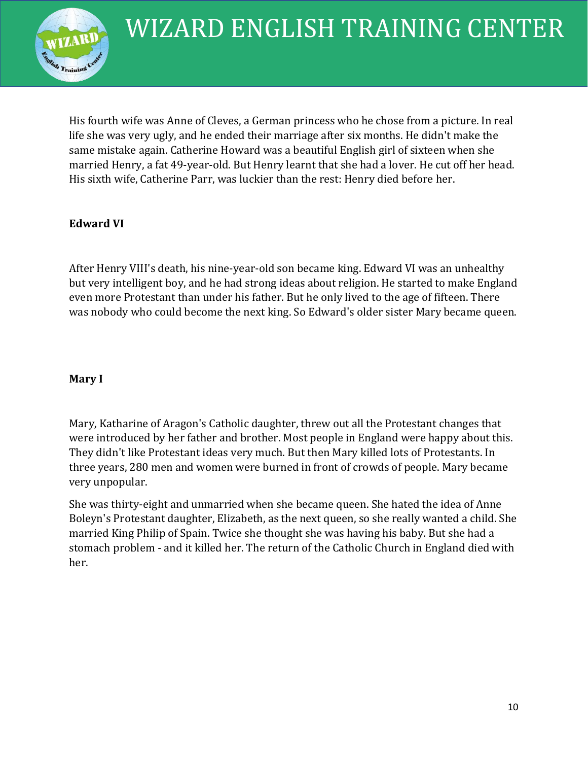His fourth wife was Anne of Cleves, a German princess who he chose from a picture. In real life she was very ugly, and he ended their marriage after six months. He didn't make the same mistake again. Catherine Howard was a beautiful English girl of sixteen when she married Henry, a fat 49-year-old. But Henry learnt that she had a lover. He cut off her head. His sixth wife, Catherine Parr, was luckier than the rest: Henry died before her.

**Edward VI**

After Henry VIII's death, his nine-year-old son became king. Edward VI was an unhealthy but very intelligent boy, and he had strong ideas about religion. He started to make England even more Protestant than under his father. But he only lived to the age of fifteen. There was nobody who could become the next king. So Edward's older sister Mary became queen.

**Mary I**

Mary, Katharine of Aragon's Catholic daughter, threw out all the Protestant changes that were introduced by her father and brother. Most people in England were happy about this. They didn't like Protestant ideas very much. But then Mary killed lots of Protestants. In three years, 280 men and women were burned in front of crowds of people. Mary became very unpopular.

She was thirty-eight and unmarried when she became queen. She hated the idea of Anne Boleyn's Protestant daughter, Elizabeth, as the next queen, so she really wanted a child. She married King Philip of Spain. Twice she thought she was having his baby. But she had a stomach problem - and it killed her. The return of the Catholic Church in England died with her.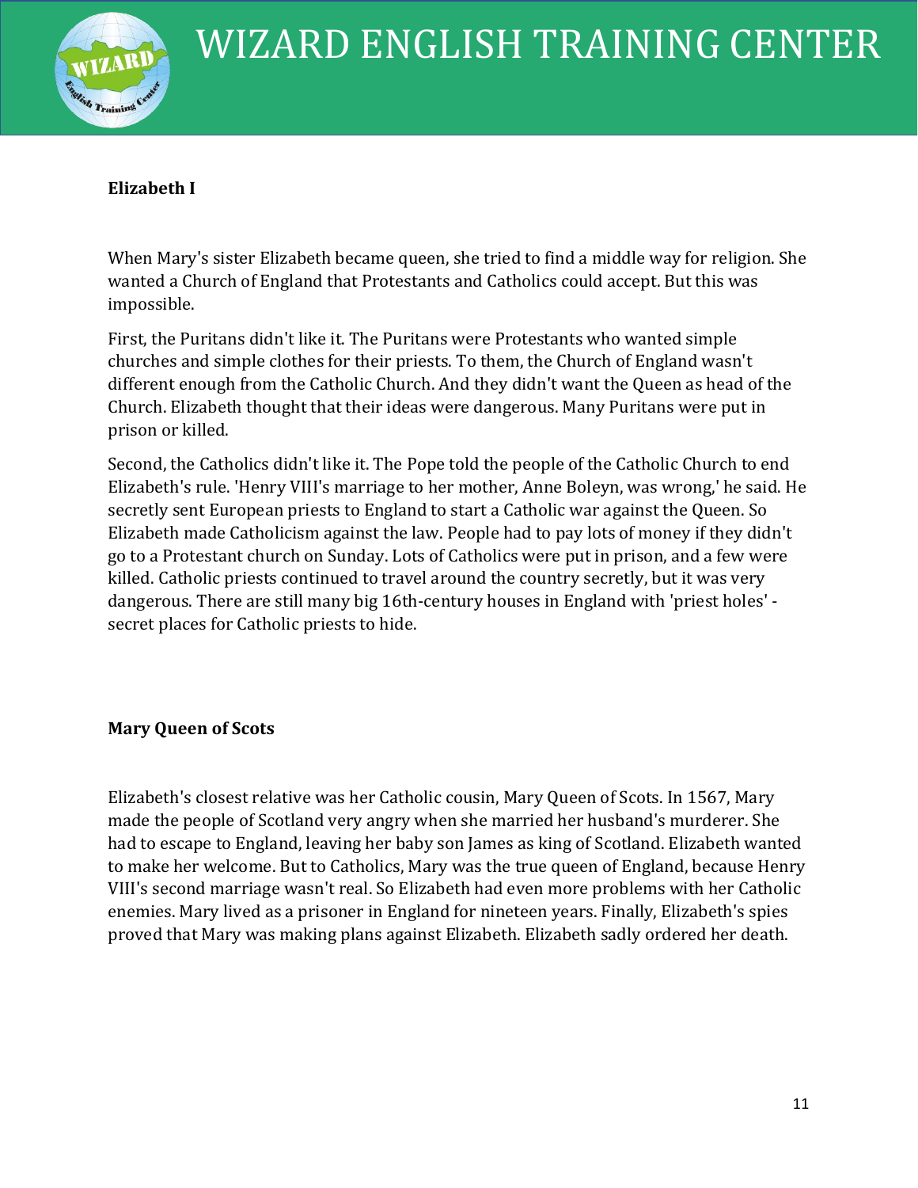## Elizabeth I

When Mary's sister Elizabeth became queen, she tried to find a middle way for religion. She wanted a Church of England that Protestants and Catholics could accept. But this was impossible.

First, the Puritans didn't like it. The Puritans were Protestants who wanted simple churches and simple clothes for their priests. To them, the Church of England wasn't different enough from the Catholic Church. And they didn't want the Queen as head of the Church. Elizabeth thought that their ideas were dangerous. Many Puritans were put in prison or killed.

Second, the Catholics didn't like it. The Pope told the people of the Catholic Church to end Elizabeth's rule. 'Henry VIII's marriage to her mother, Anne Boleyn, was wrong,' he said. He secretly sent European priests to England to start a Catholic war against the Queen. So Elizabeth made Catholicism against the law. People had to pay lots of money if they didn't go to a Protestant church on Sunday. Lots of Catholics were put in prison, and a few were killed. Catholic priests continued to travel around the country secretly, but it was very dangerous. There are still many big 16th-century houses in England with 'priest holes' - secret places for Catholic priests to hide.

## Mary Queen of Scots

Elizabeth's closest relative was her Catholic cousin, Mary Queen of Scots. In 1567, Mary made the people of Scotland very angry when she married her husband's murderer. She had to escape to England, leaving her baby son James as king of Scotland. Elizabeth wanted to make her welcome. But to Catholics, Mary was the true queen of England, because Henry VIII's second marriage wasn't real. So Elizabeth had even more problems with her Catholic enemies. Mary lived as a prisoner in England for nineteen years. Finally, Elizabeth's spies proved that Mary was making plans against Elizabeth. Elizabeth sadly ordered her death.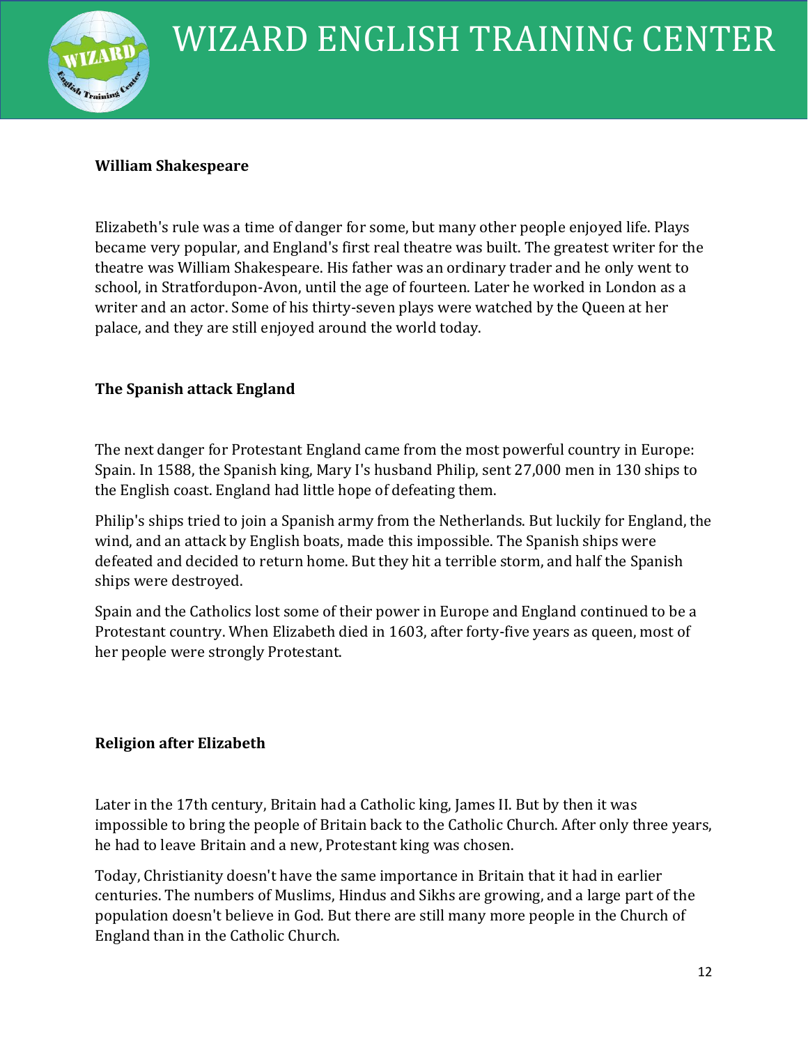**William Shakespeare**

Elizabeth's rule was a time of danger for some, but many other people enjoyed life. Plays became very popular, and England's first real theatre was built. The greatest writer for the theatre was William Shakespeare. His father was an ordinary trader and he only went to school, in Stratfordupon-Avon, until the age of fourteen. Later he worked in London as a writer and an actor. Some of his thirty-seven plays were watched by the Queen at her palace, and they are still enjoyed around the world today.

**The Spanish attack England**

The next danger for Protestant England came from the most powerful country in Europe: Spain. In 1588, the Spanish king, Mary I's husband Philip, sent 27,000 men in 130 ships to the English coast. England had little hope of defeating them.

Philip's ships tried to join a Spanish army from the Netherlands. But luckily for England, the wind, and an attack by English boats, made this impossible. The Spanish ships were defeated and decided to return home. But they hit a terrible storm, and half the Spanish ships were destroyed.

Spain and the Catholics lost some of their power in Europe and England continued to be a Protestant country. When Elizabeth died in 1603, after forty-five years as queen, most of her people were strongly Protestant.

**Religion after Elizabeth**

Later in the 17th century, Britain had a Catholic king, James II. But by then it was impossible to bring the people of Britain back to the Catholic Church. After only three years, he had to leave Britain and a new, Protestant king was chosen.

Today, Christianity doesn't have the same importance in Britain that it had in earlier centuries. The numbers of Muslims, Hindus and Sikhs are growing, and a large part of the population doesn't believe in God. But there are still many more people in the Church of England than in the Catholic Church.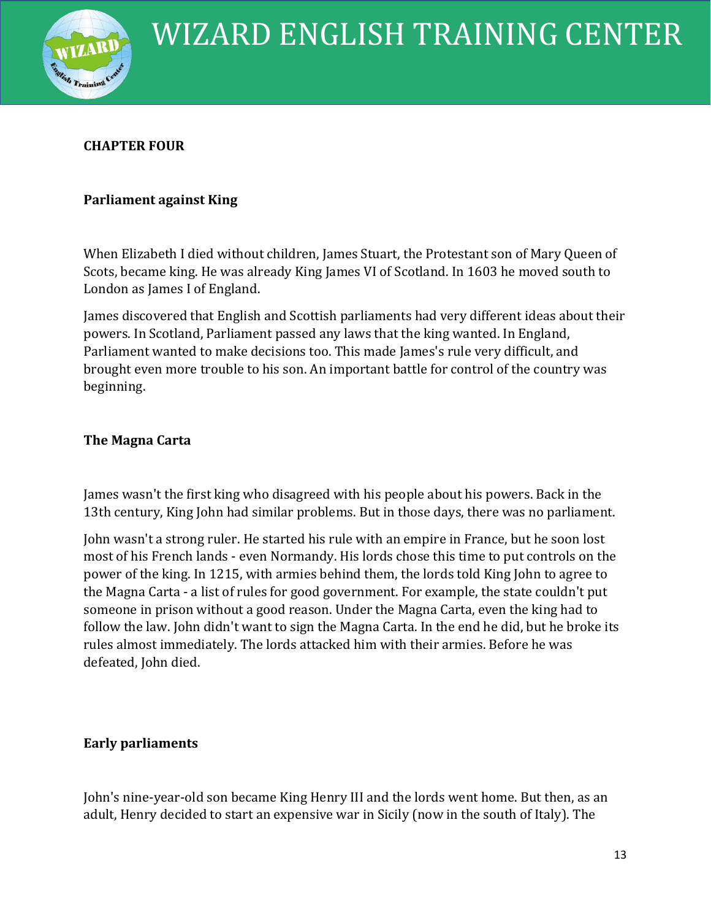## CHAPTER FOUR

### Parliament against King

When Elizabeth I died without children, James Stuart, the Protestant son of Mary Queen of Scots, became king. He was already King James VI of Scotland. In 1603 he moved south to London as James I of England.

James discovered that English and Scottish parliaments had very different ideas about their powers. In Scotland, Parliament passed any laws that the king wanted. In England, Parliament wanted to make decisions too. This made James's rule very difficult, and brought even more trouble to his son. An important battle for control of the country was beginning.

### The Magna Carta

James wasn't the first king who disagreed with his people about his powers. Back in the 13th century, King John had similar problems. But in those days, there was no parliament.

John wasn't a strong ruler. He started his rule with an empire in France, but he soon lost most of his French lands - even Normandy. His lords chose this time to put controls on the power of the king. In 1215, with armies behind them, the lords told King John to agree to the Magna Carta - a list of rules for good government. For example, the state couldn't put someone in prison without a good reason. Under the Magna Carta, even the king had to follow the law. John didn't want to sign the Magna Carta. In the end he did, but he broke its rules almost immediately. The lords attacked him with their armies. Before he was defeated, John died.

### Early parliaments

John's nine-year-old son became King Henry III and the lords went home. But then, as an adult, Henry decided to start an expensive war in Sicily (now in the south of Italy). The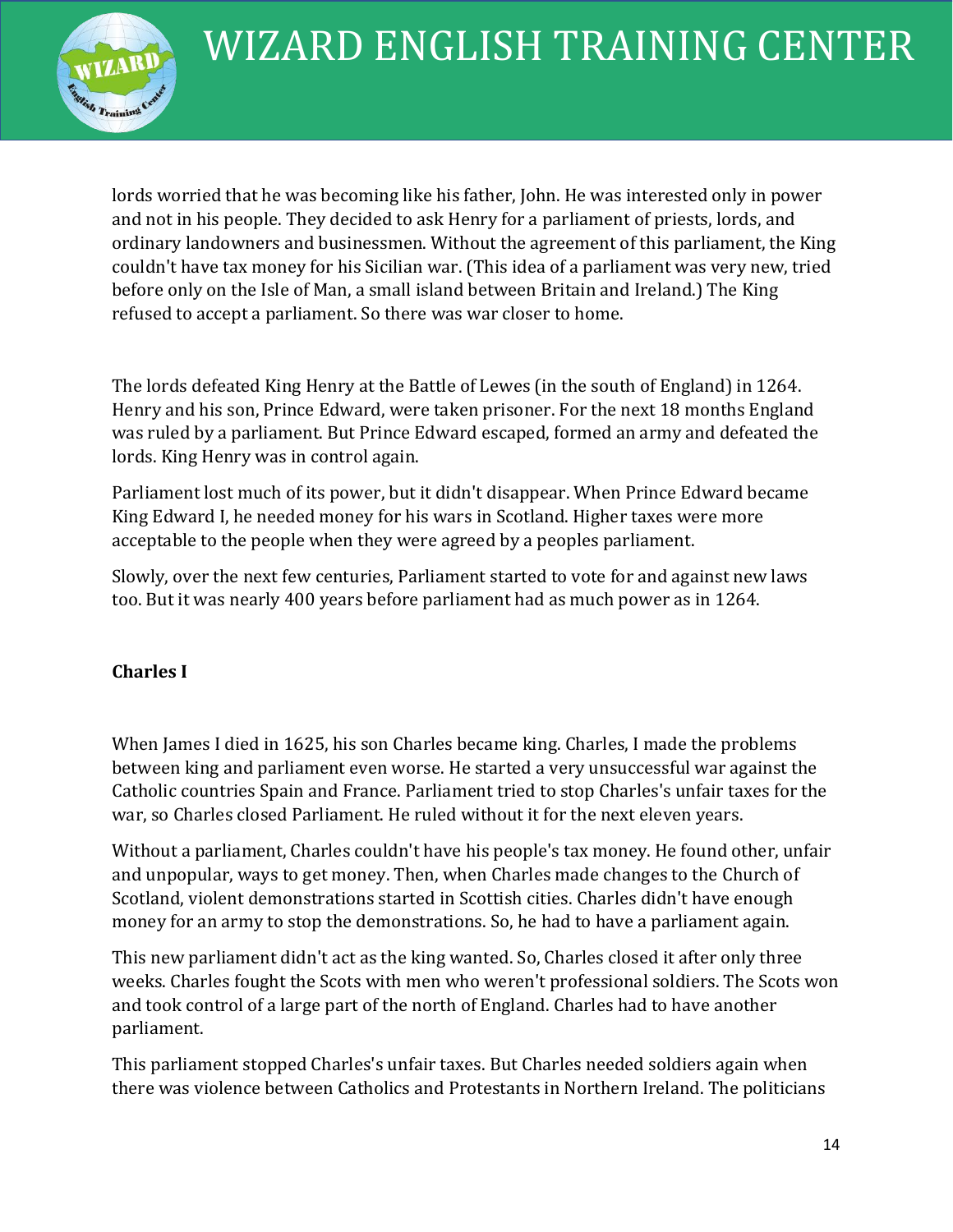lords worried that he was becoming like his father, John. He was interested only in power and not in his people. They decided to ask Henry for a parliament of priests, lords, and ordinary landowners and businessmen. Without the agreement of this parliament, the King couldn't have tax money for his Sicilian war. (This idea of a parliament was very new, tried before only on the Isle of Man, a small island between Britain and Ireland.) The King refused to accept a parliament. So there was war closer to home.

The lords defeated King Henry at the Battle of Lewes (in the south of England) in 1264. Henry and his son, Prince Edward, were taken prisoner. For the next 18 months England was ruled by a parliament. But Prince Edward escaped, formed an army and defeated the lords. King Henry was in control again.

Parliament lost much of its power, but it didn't disappear. When Prince Edward became King Edward I, he needed money for his wars in Scotland. Higher taxes were more acceptable to the people when they were agreed by a peoples parliament.

Slowly, over the next few centuries, Parliament started to vote for and against new laws too. But it was nearly 400 years before parliament had as much power as in 1264.

**Charles I**

When James I died in 1625, his son Charles became king. Charles, I made the problems between king and parliament even worse. He started a very unsuccessful war against the Catholic countries Spain and France. Parliament tried to stop Charles's unfair taxes for the war, so Charles closed Parliament. He ruled without it for the next eleven years.

Without a parliament, Charles couldn't have his people's tax money. He found other, unfair and unpopular, ways to get money. Then, when Charles made changes to the Church of Scotland, violent demonstrations started in Scottish cities. Charles didn't have enough money for an army to stop the demonstrations. So, he had to have a parliament again.

This new parliament didn't act as the king wanted. So, Charles closed it after only three weeks. Charles fought the Scots with men who weren't professional soldiers. The Scots won and took control of a large part of the north of England. Charles had to have another parliament.

This parliament stopped Charles's unfair taxes. But Charles needed soldiers again when there was violence between Catholics and Protestants in Northern Ireland. The politicians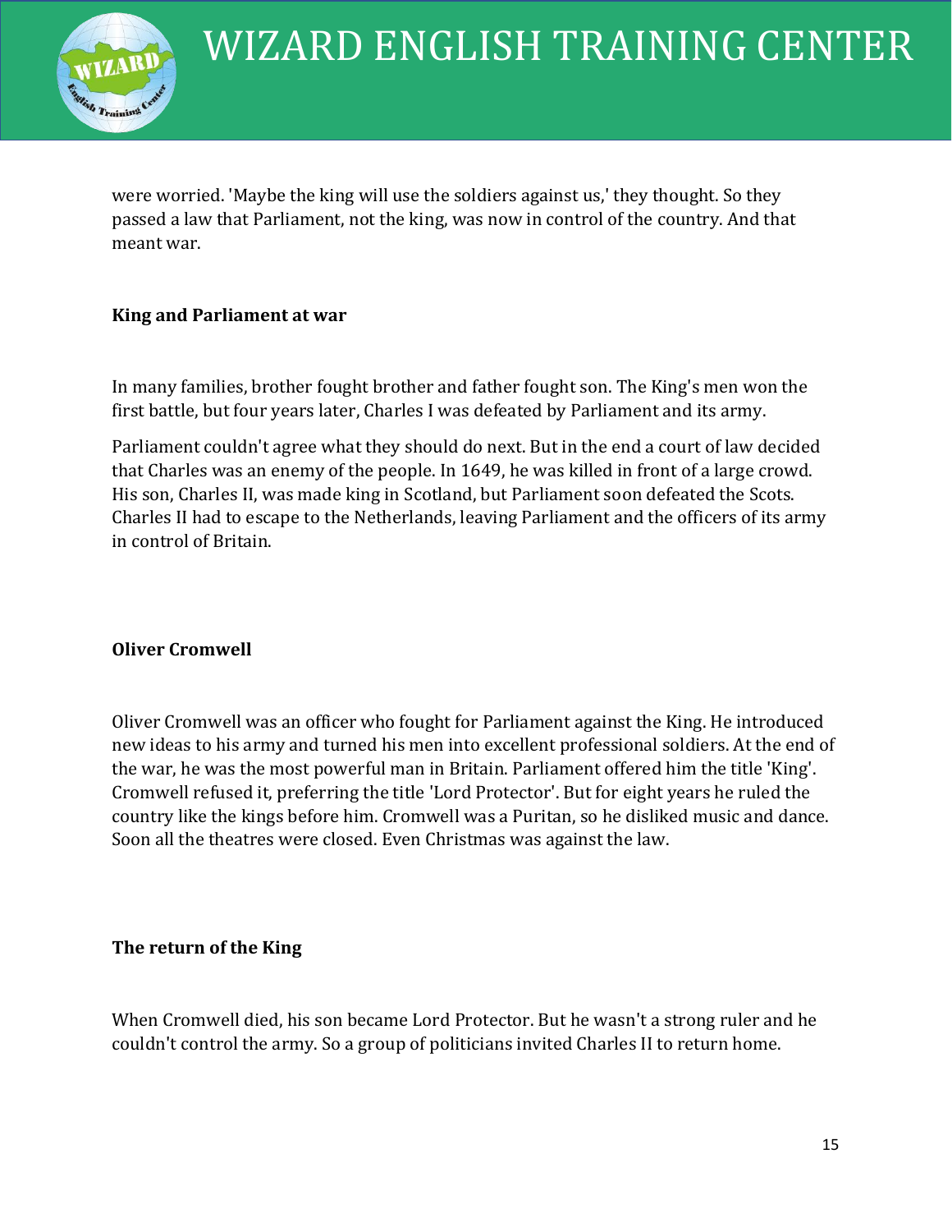were worried. 'Maybe the king will use the soldiers against us,' they thought. So they passed a law that Parliament, not the king, was now in control of the country. And that meant war.

### King and Parliament at war

In many families, brother fought brother and father fought son. The King's men won the first battle, but four years later, Charles I was defeated by Parliament and its army.

Parliament couldn't agree what they should do next. But in the end a court of law decided that Charles was an enemy of the people. In 1649, he was killed in front of a large crowd. His son, Charles II, was made king in Scotland, but Parliament soon defeated the Scots. Charles II had to escape to the Netherlands, leaving Parliament and the officers of its army in control of Britain.

### Oliver Cromwell

Oliver Cromwell was an officer who fought for Parliament against the King. He introduced new ideas to his army and turned his men into excellent professional soldiers. At the end of the war, he was the most powerful man in Britain. Parliament offered him the title 'King'. Cromwell refused it, preferring the title 'Lord Protector'. But for eight years he ruled the country like the kings before him. Cromwell was a Puritan, so he disliked music and dance. Soon all the theatres were closed. Even Christmas was against the law.

### The return of the King

When Cromwell died, his son became Lord Protector. But he wasn't a strong ruler and he couldn't control the army. So a group of politicians invited Charles II to return home.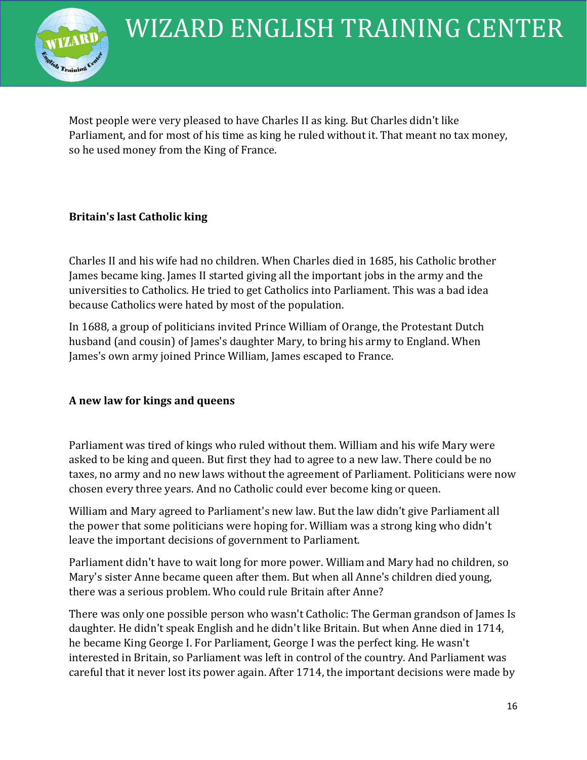Most people were very pleased to have Charles II as king. But Charles didn't like Parliament, and for most of his time as king he ruled without it. That meant no tax money, so he used money from the King of France.

### Britain's last Catholic king

Charles II and his wife had no children. When Charles died in 1685, his Catholic brother James became king. James II started giving all the important jobs in the army and the universities to Catholics. He tried to get Catholics into Parliament. This was a bad idea because Catholics were hated by most of the population.

In 1688, a group of politicians invited Prince William of Orange, the Protestant Dutch husband (and cousin) of James's daughter Mary, to bring his army to England. When James's own army joined Prince William, James escaped to France.

### A new law for kings and queens

Parliament was tired of kings who ruled without them. William and his wife Mary were asked to be king and queen. But first they had to agree to a new law. There could be no taxes, no army and no new laws without the agreement of Parliament. Politicians were now chosen every three years. And no Catholic could ever become king or queen.

William and Mary agreed to Parliament's new law. But the law didn't give Parliament all the power that some politicians were hoping for. William was a strong king who didn't leave the important decisions of government to Parliament.

Parliament didn't have to wait long for more power. William and Mary had no children, so Mary's sister Anne became queen after them. But when all Anne's children died young, there was a serious problem. Who could rule Britain after Anne?

There was only one possible person who wasn't Catholic: The German grandson of James Is daughter. He didn't speak English and he didn't like Britain. But when Anne died in 1714, he became King George I. For Parliament, George I was the perfect king. He wasn't interested in Britain, so Parliament was left in control of the country. And Parliament was careful that it never lost its power again. After 1714, the important decisions were made by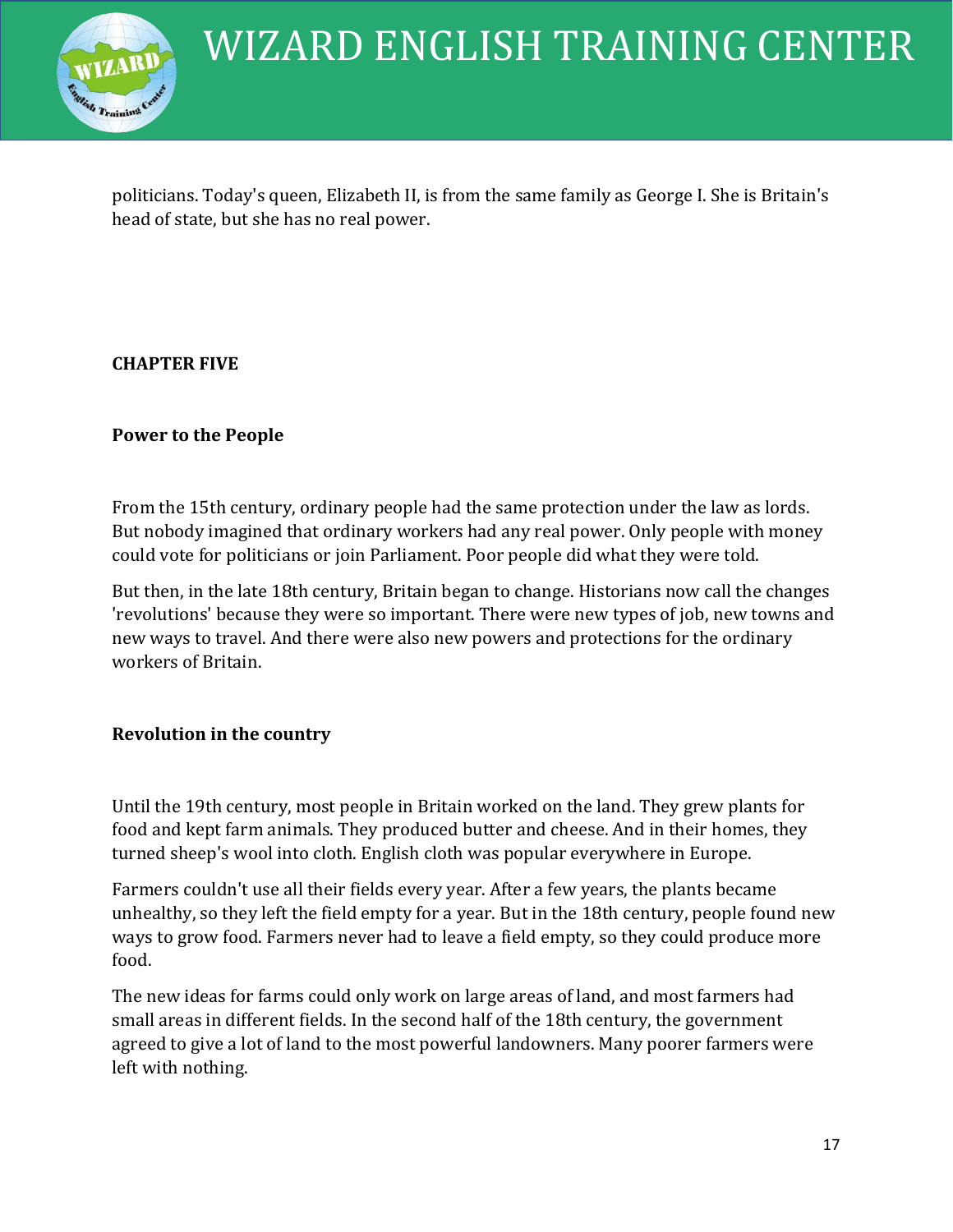politicians. Today's queen, Elizabeth II, is from the same family as George I. She is Britain's head of state, but she has no real power.

## CHAPTER FIVE

### Power to the People

From the 15th century, ordinary people had the same protection under the law as lords. But nobody imagined that ordinary workers had any real power. Only people with money could vote for politicians or join Parliament. Poor people did what they were told.

But then, in the late 18th century, Britain began to change. Historians now call the changes 'revolutions' because they were so important. There were new types of job, new towns and new ways to travel. And there were also new powers and protections for the ordinary workers of Britain.

### Revolution in the country

Until the 19th century, most people in Britain worked on the land. They grew plants for food and kept farm animals. They produced butter and cheese. And in their homes, they turned sheep's wool into cloth. English cloth was popular everywhere in Europe.

Farmers couldn't use all their fields every year. After a few years, the plants became unhealthy, so they left the field empty for a year. But in the 18th century, people found new ways to grow food. Farmers never had to leave a field empty, so they could produce more food.

The new ideas for farms could only work on large areas of land, and most farmers had small areas in different fields. In the second half of the 18th century, the government agreed to give a lot of land to the most powerful landowners. Many poorer farmers were left with nothing.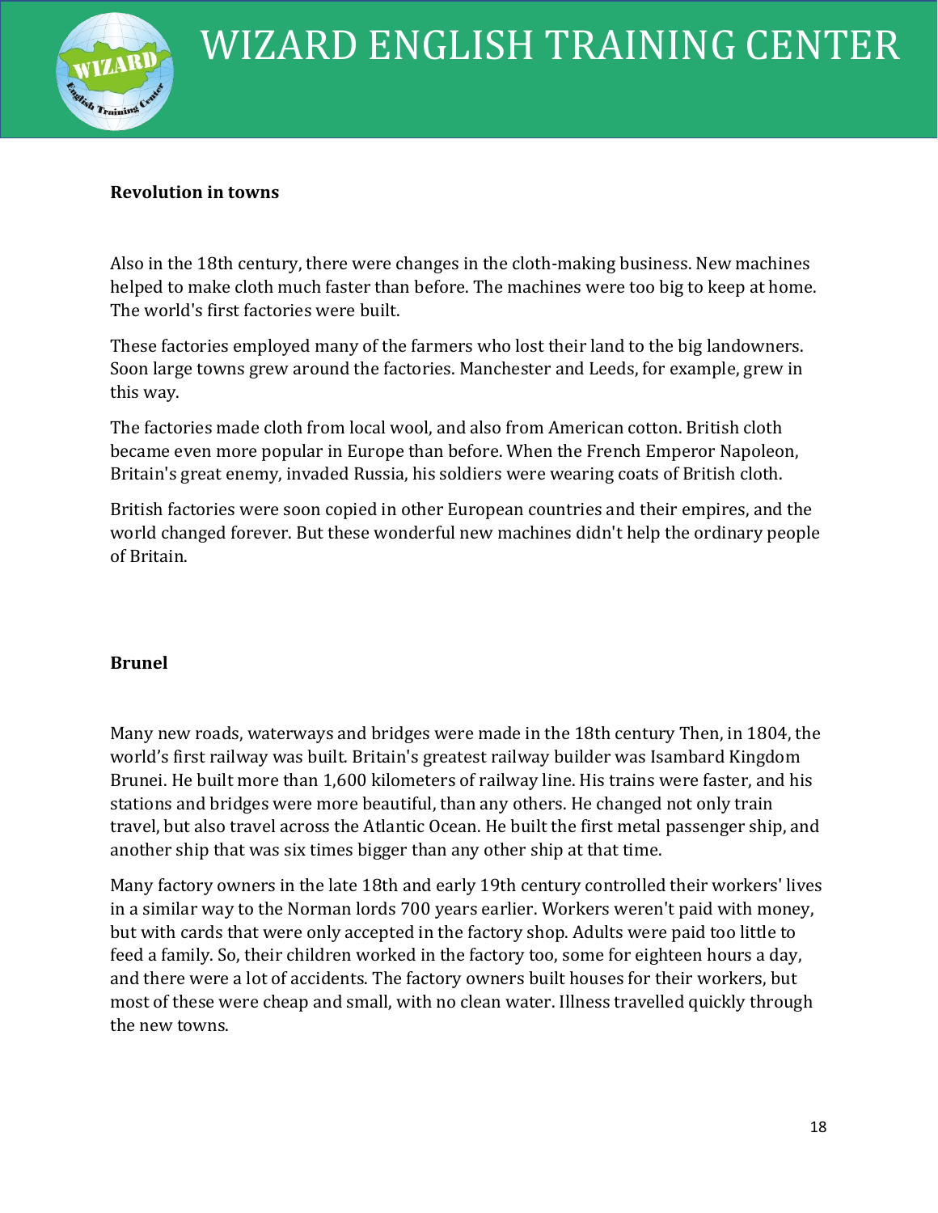## Revolution in towns

Also in the 18th century, there were changes in the cloth-making business. New machines helped to make cloth much faster than before. The machines were too big to keep at home. The world's first factories were built.

These factories employed many of the farmers who lost their land to the big landowners. Soon large towns grew around the factories. Manchester and Leeds, for example, grew in this way.

The factories made cloth from local wool, and also from American cotton. British cloth became even more popular in Europe than before. When the French Emperor Napoleon, Britain's great enemy, invaded Russia, his soldiers were wearing coats of British cloth.

British factories were soon copied in other European countries and their empires, and the world changed forever. But these wonderful new machines didn't help the ordinary people of Britain.

## Brunel

Many new roads, waterways and bridges were made in the 18th century Then, in 1804, the world's first railway was built. Britain's greatest railway builder was Isambard Kingdom Brunei. He built more than 1,600 kilometers of railway line. His trains were faster, and his stations and bridges were more beautiful, than any others. He changed not only train travel, but also travel across the Atlantic Ocean. He built the first metal passenger ship, and another ship that was six times bigger than any other ship at that time.

Many factory owners in the late 18th and early 19th century controlled their workers' lives in a similar way to the Norman lords 700 years earlier. Workers weren't paid with money, but with cards that were only accepted in the factory shop. Adults were paid too little to feed a family. So, their children worked in the factory too, some for eighteen hours a day, and there were a lot of accidents. The factory owners built houses for their workers, but most of these were cheap and small, with no clean water. Illness travelled quickly through the new towns.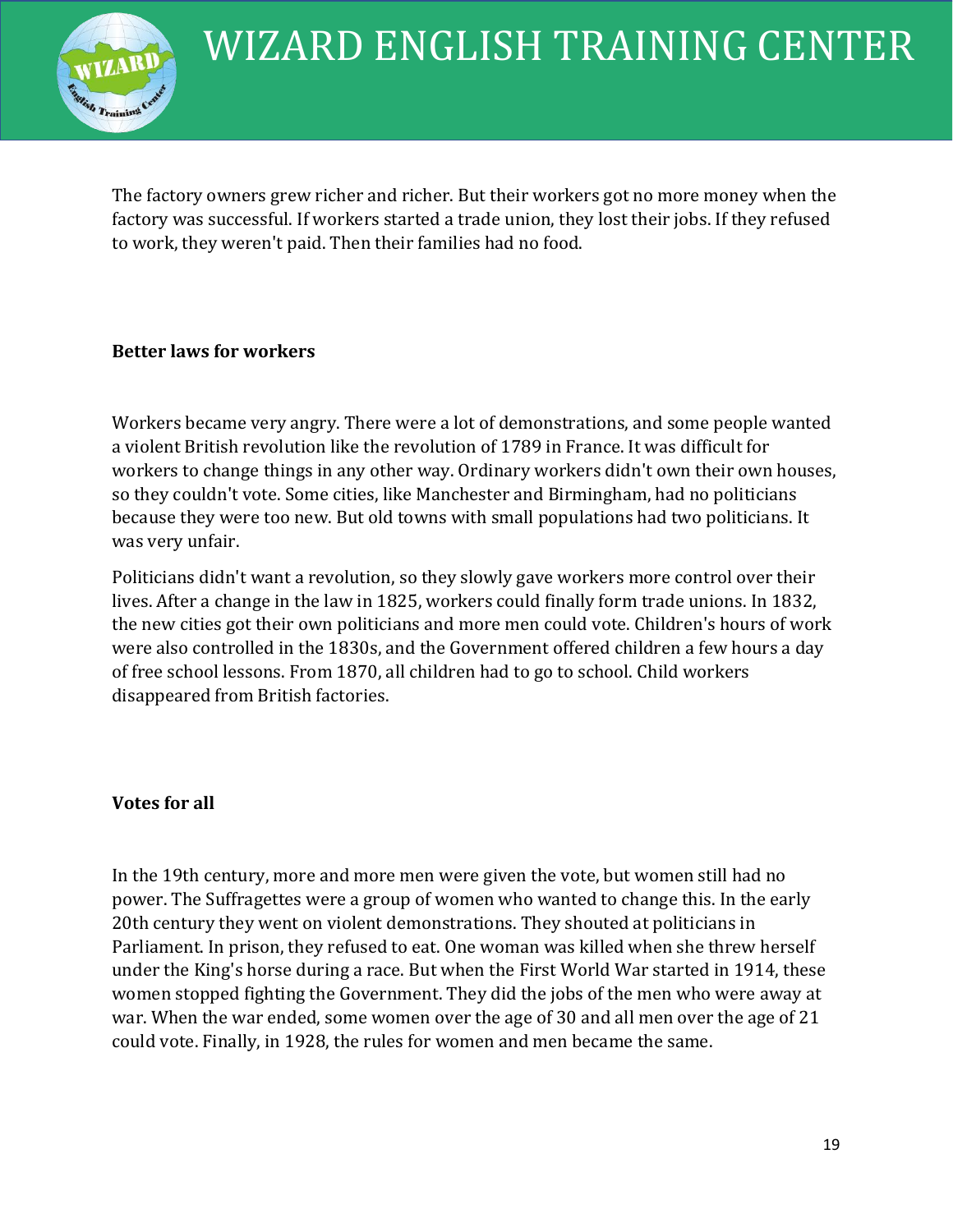The factory owners grew richer and richer. But their workers got no more money when the factory was successful. If workers started a trade union, they lost their jobs. If they refused to work, they weren't paid. Then their families had no food.

**Better laws for workers**

Workers became very angry. There were a lot of demonstrations, and some people wanted a violent British revolution like the revolution of 1789 in France. It was difficult for workers to change things in any other way. Ordinary workers didn't own their own houses, so they couldn't vote. Some cities, like Manchester and Birmingham, had no politicians because they were too new. But old towns with small populations had two politicians. It was very unfair.

Politicians didn't want a revolution, so they slowly gave workers more control over their lives. After a change in the law in 1825, workers could finally form trade unions. In 1832, the new cities got their own politicians and more men could vote. Children's hours of work were also controlled in the 1830s, and the Government offered children a few hours a day of free school lessons. From 1870, all children had to go to school. Child workers disappeared from British factories.

**Votes for all**

In the 19th century, more and more men were given the vote, but women still had no power. The Suffragettes were a group of women who wanted to change this. In the early 20th century they went on violent demonstrations. They shouted at politicians in Parliament. In prison, they refused to eat. One woman was killed when she threw herself under the King's horse during a race. But when the First World War started in 1914, these women stopped fighting the Government. They did the jobs of the men who were away at war. When the war ended, some women over the age of 30 and all men over the age of 21 could vote. Finally, in 1928, the rules for women and men became the same.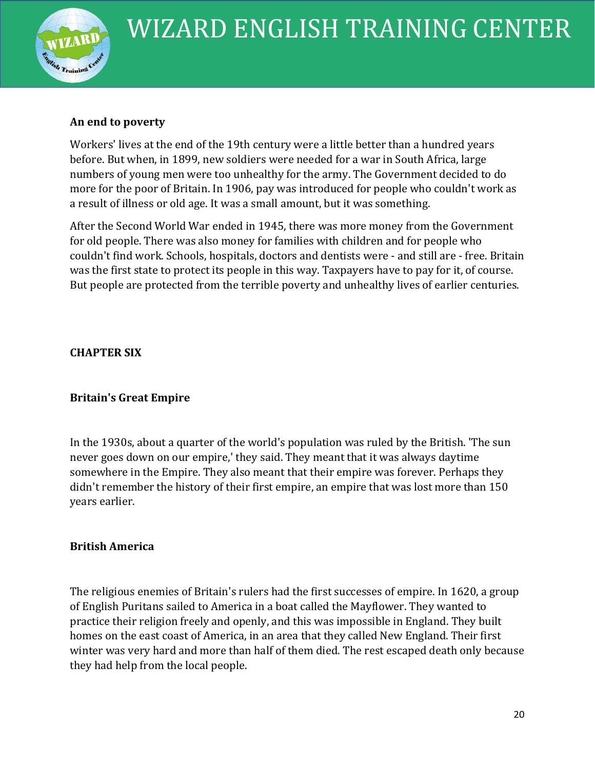**An end to poverty**

Workers' lives at the end of the 19th century were a little better than a hundred years before. But when, in 1899, new soldiers were needed for a war in South Africa, large numbers of young men were too unhealthy for the army. The Government decided to do more for the poor of Britain. In 1906, pay was introduced for people who couldn't work as a result of illness or old age. It was a small amount, but it was something.

After the Second World War ended in 1945, there was more money from the Government for old people. There was also money for families with children and for people who couldn't find work. Schools, hospitals, doctors and dentists were - and still are - free. Britain was the first state to protect its people in this way. Taxpayers have to pay for it, of course. But people are protected from the terrible poverty and unhealthy lives of earlier centuries.

## CHAPTER SIX

## Britain's Great Empire

In the 1930s, about a quarter of the world's population was ruled by the British. 'The sun never goes down on our empire,' they said. They meant that it was always daytime somewhere in the Empire. They also meant that their empire was forever. Perhaps they didn't remember the history of their first empire, an empire that was lost more than 150 years earlier.

### British America

The religious enemies of Britain's rulers had the first successes of empire. In 1620, a group of English Puritans sailed to America in a boat called the Mayflower. They wanted to practice their religion freely and openly, and this was impossible in England. They built homes on the east coast of America, in an area that they called New England. Their first winter was very hard and more than half of them died. The rest escaped death only because they had help from the local people.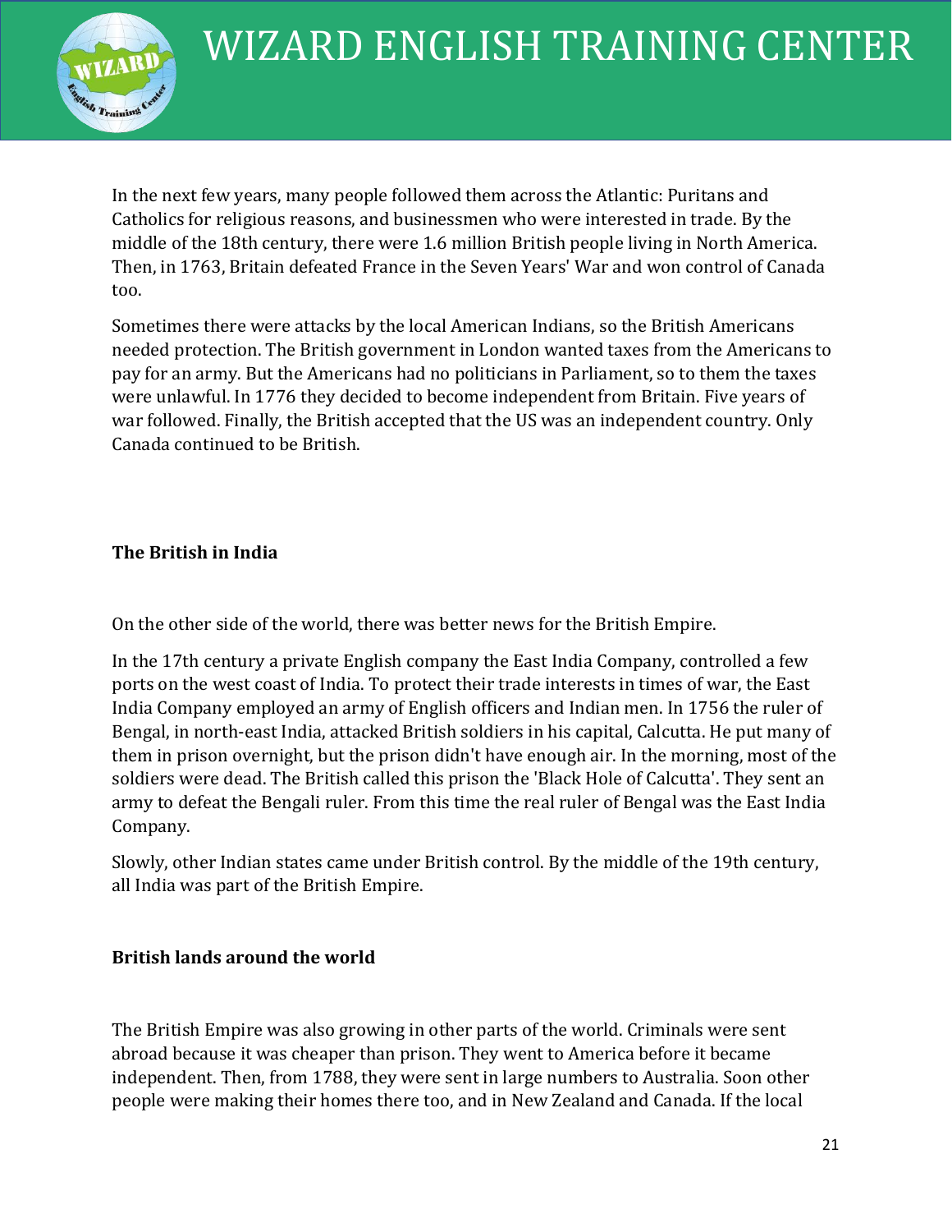In the next few years, many people followed them across the Atlantic: Puritans and Catholics for religious reasons, and businessmen who were interested in trade. By the middle of the 18th century, there were 1.6 million British people living in North America. Then, in 1763, Britain defeated France in the Seven Years' War and won control of Canada too.

Sometimes there were attacks by the local American Indians, so the British Americans needed protection. The British government in London wanted taxes from the Americans to pay for an army. But the Americans had no politicians in Parliament, so to them the taxes were unlawful. In 1776 they decided to become independent from Britain. Five years of war followed. Finally, the British accepted that the US was an independent country. Only Canada continued to be British.

**The British in India**

On the other side of the world, there was better news for the British Empire.

In the 17th century a private English company the East India Company, controlled a few ports on the west coast of India. To protect their trade interests in times of war, the East India Company employed an army of English officers and Indian men. In 1756 the ruler of Bengal, in north-east India, attacked British soldiers in his capital, Calcutta. He put many of them in prison overnight, but the prison didn't have enough air. In the morning, most of the soldiers were dead. The British called this prison the 'Black Hole of Calcutta'. They sent an army to defeat the Bengali ruler. From this time the real ruler of Bengal was the East India Company.

Slowly, other Indian states came under British control. By the middle of the 19th century, all India was part of the British Empire.

**British lands around the world**

The British Empire was also growing in other parts of the world. Criminals were sent abroad because it was cheaper than prison. They went to America before it became independent. Then, from 1788, they were sent in large numbers to Australia. Soon other people were making their homes there too, and in New Zealand and Canada. If the local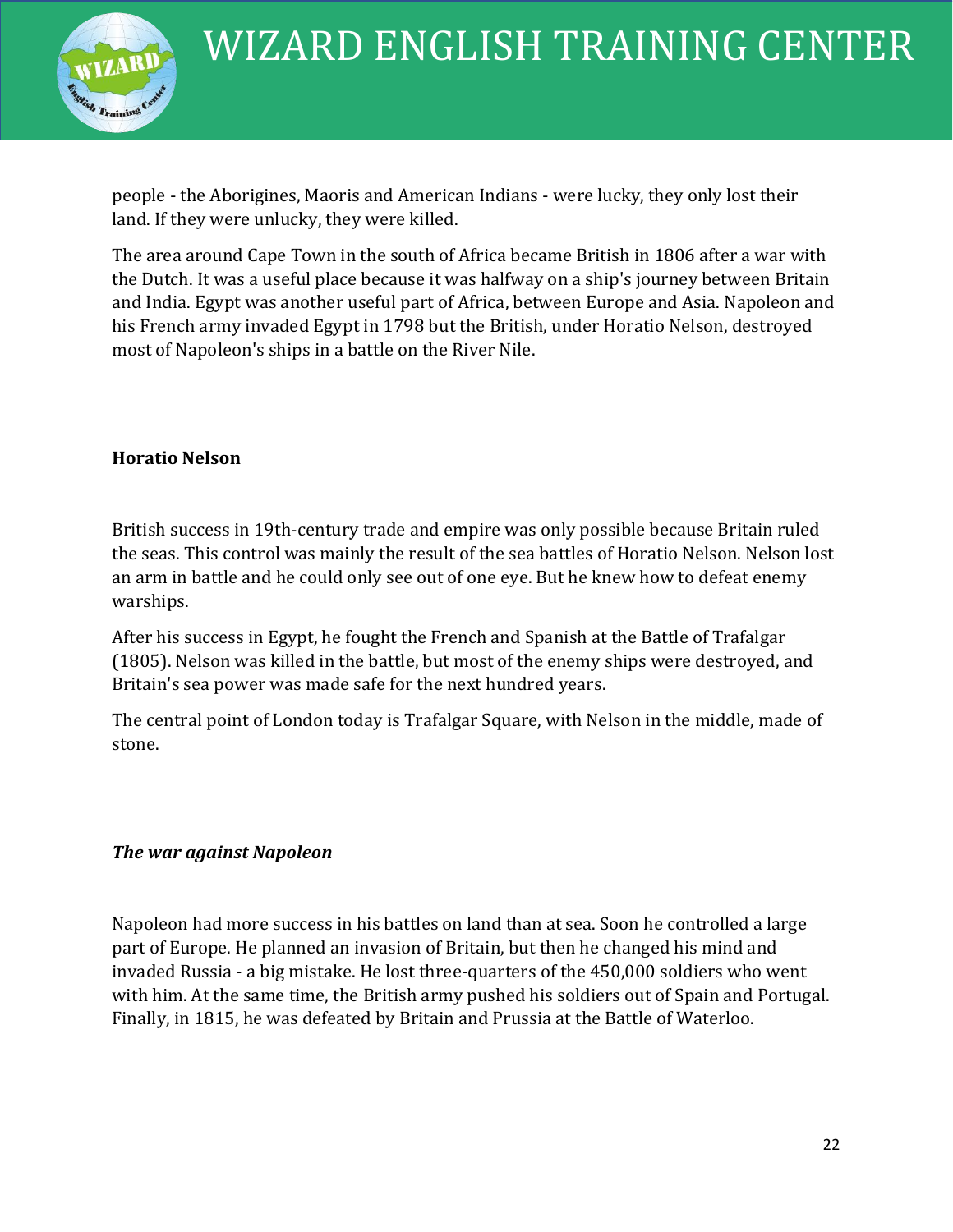people - the Aborigines, Maoris and American Indians - were lucky, they only lost their land. If they were unlucky, they were killed.

The area around Cape Town in the south of Africa became British in 1806 after a war with the Dutch. It was a useful place because it was halfway on a ship's journey between Britain and India. Egypt was another useful part of Africa, between Europe and Asia. Napoleon and his French army invaded Egypt in 1798 but the British, under Horatio Nelson, destroyed most of Napoleon's ships in a battle on the River Nile.

**Horatio Nelson**

British success in 19th-century trade and empire was only possible because Britain ruled the seas. This control was mainly the result of the sea battles of Horatio Nelson. Nelson lost an arm in battle and he could only see out of one eye. But he knew how to defeat enemy warships.

After his success in Egypt, he fought the French and Spanish at the Battle of Trafalgar (1805). Nelson was killed in the battle, but most of the enemy ships were destroyed, and Britain's sea power was made safe for the next hundred years.

The central point of London today is Trafalgar Square, with Nelson in the middle, made of stone.

***The war against Napoleon***

Napoleon had more success in his battles on land than at sea. Soon he controlled a large part of Europe. He planned an invasion of Britain, but then he changed his mind and invaded Russia - a big mistake. He lost three-quarters of the 450,000 soldiers who went with him. At the same time, the British army pushed his soldiers out of Spain and Portugal. Finally, in 1815, he was defeated by Britain and Prussia at the Battle of Waterloo.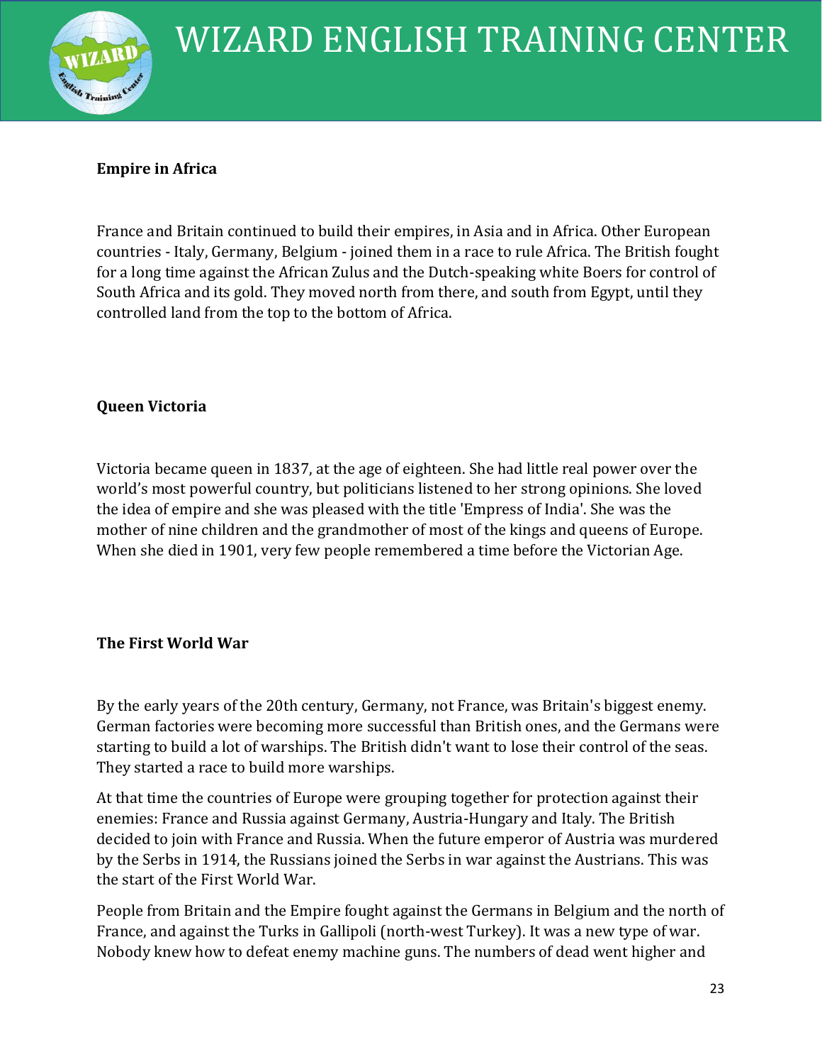**Empire in Africa**

France and Britain continued to build their empires, in Asia and in Africa. Other European countries - Italy, Germany, Belgium - joined them in a race to rule Africa. The British fought for a long time against the African Zulus and the Dutch-speaking white Boers for control of South Africa and its gold. They moved north from there, and south from Egypt, until they controlled land from the top to the bottom of Africa.

**Queen Victoria**

Victoria became queen in 1837, at the age of eighteen. She had little real power over the world's most powerful country, but politicians listened to her strong opinions. She loved the idea of empire and she was pleased with the title 'Empress of India'. She was the mother of nine children and the grandmother of most of the kings and queens of Europe. When she died in 1901, very few people remembered a time before the Victorian Age.

**The First World War**

By the early years of the 20th century, Germany, not France, was Britain's biggest enemy. German factories were becoming more successful than British ones, and the Germans were starting to build a lot of warships. The British didn't want to lose their control of the seas. They started a race to build more warships.

At that time the countries of Europe were grouping together for protection against their enemies: France and Russia against Germany, Austria-Hungary and Italy. The British decided to join with France and Russia. When the future emperor of Austria was murdered by the Serbs in 1914, the Russians joined the Serbs in war against the Austrians. This was the start of the First World War.

People from Britain and the Empire fought against the Germans in Belgium and the north of France, and against the Turks in Gallipoli (north-west Turkey). It was a new type of war. Nobody knew how to defeat enemy machine guns. The numbers of dead went higher and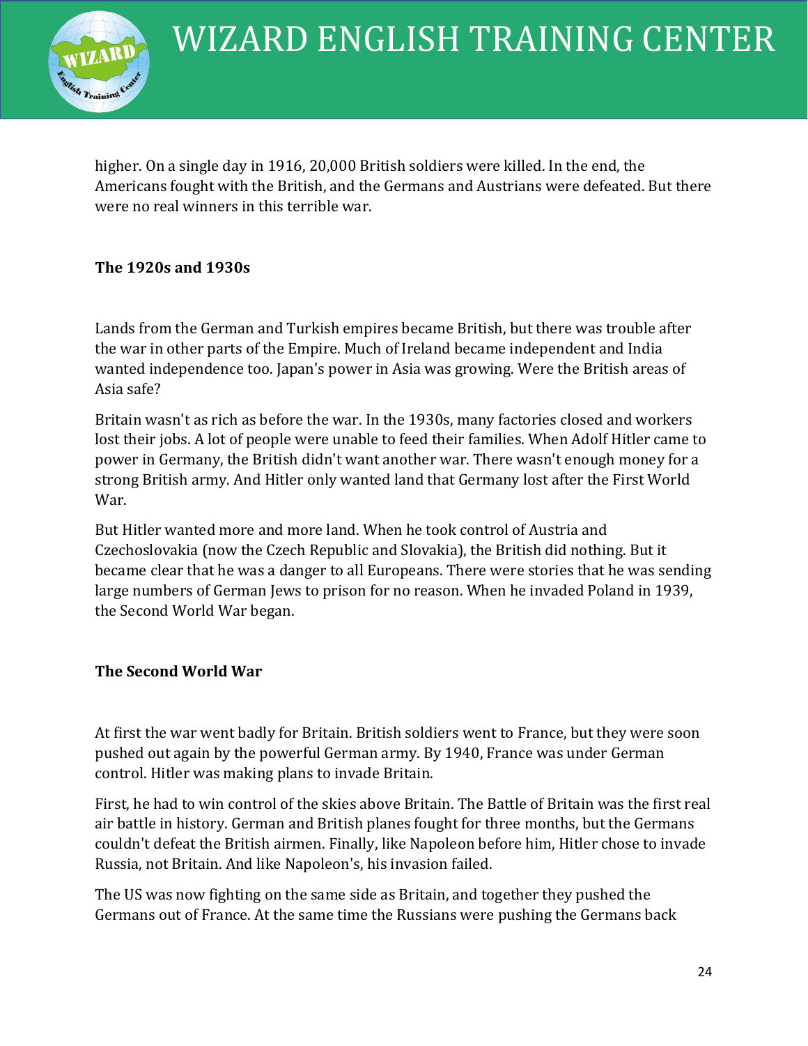higher. On a single day in 1916, 20,000 British soldiers were killed. In the end, the Americans fought with the British, and the Germans and Austrians were defeated. But there were no real winners in this terrible war.

**The 1920s and 1930s**

Lands from the German and Turkish empires became British, but there was trouble after the war in other parts of the Empire. Much of Ireland became independent and India wanted independence too. Japan's power in Asia was growing. Were the British areas of Asia safe?

Britain wasn't as rich as before the war. In the 1930s, many factories closed and workers lost their jobs. A lot of people were unable to feed their families. When Adolf Hitler came to power in Germany, the British didn't want another war. There wasn't enough money for a strong British army. And Hitler only wanted land that Germany lost after the First World War.

But Hitler wanted more and more land. When he took control of Austria and Czechoslovakia (now the Czech Republic and Slovakia), the British did nothing. But it became clear that he was a danger to all Europeans. There were stories that he was sending large numbers of German Jews to prison for no reason. When he invaded Poland in 1939, the Second World War began.

**The Second World War**

At first the war went badly for Britain. British soldiers went to France, but they were soon pushed out again by the powerful German army. By 1940, France was under German control. Hitler was making plans to invade Britain.

First, he had to win control of the skies above Britain. The Battle of Britain was the first real air battle in history. German and British planes fought for three months, but the Germans couldn't defeat the British airmen. Finally, like Napoleon before him, Hitler chose to invade Russia, not Britain. And like Napoleon's, his invasion failed.

The US was now fighting on the same side as Britain, and together they pushed the Germans out of France. At the same time the Russians were pushing the Germans back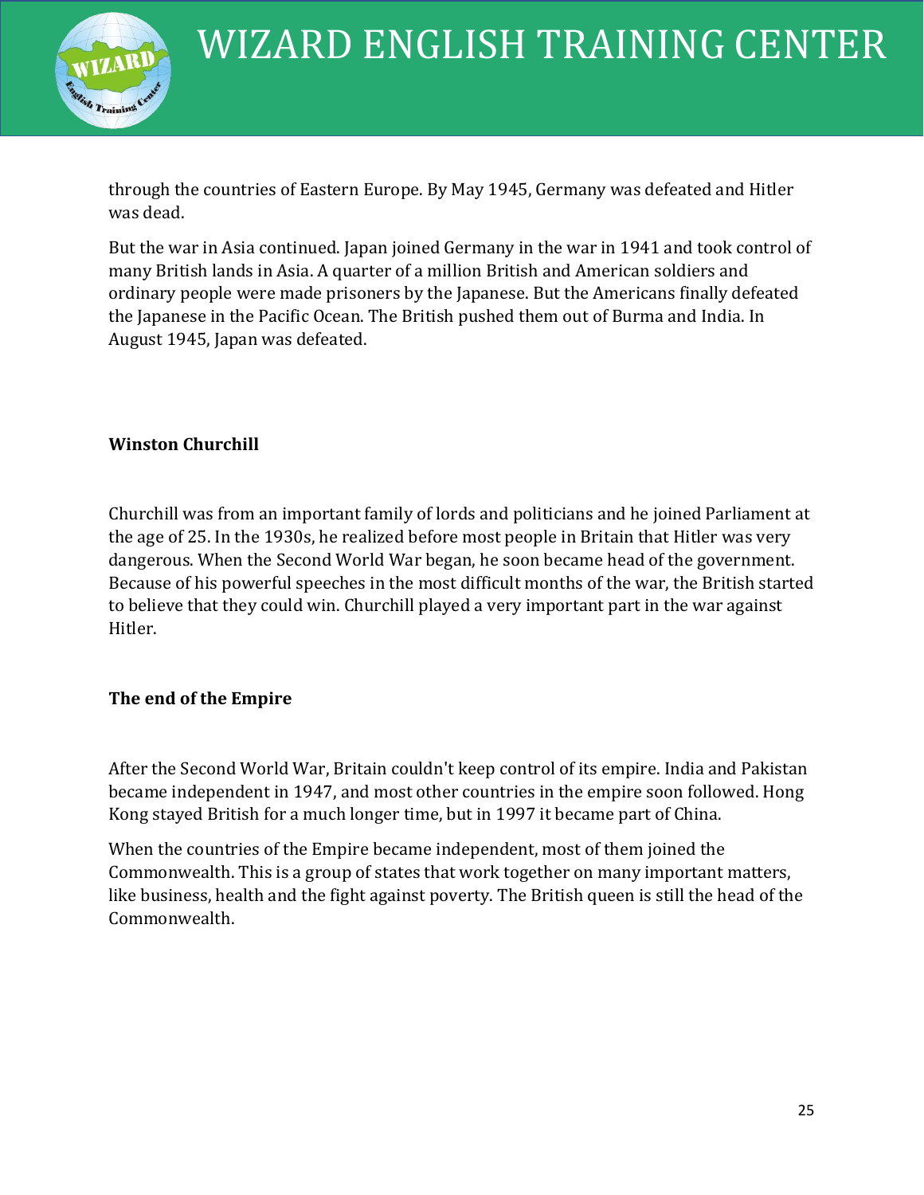through the countries of Eastern Europe. By May 1945, Germany was defeated and Hitler was dead.

But the war in Asia continued. Japan joined Germany in the war in 1941 and took control of many British lands in Asia. A quarter of a million British and American soldiers and ordinary people were made prisoners by the Japanese. But the Americans finally defeated the Japanese in the Pacific Ocean. The British pushed them out of Burma and India. In August 1945, Japan was defeated.

**Winston Churchill**

Churchill was from an important family of lords and politicians and he joined Parliament at the age of 25. In the 1930s, he realized before most people in Britain that Hitler was very dangerous. When the Second World War began, he soon became head of the government. Because of his powerful speeches in the most difficult months of the war, the British started to believe that they could win. Churchill played a very important part in the war against Hitler.

**The end of the Empire**

After the Second World War, Britain couldn't keep control of its empire. India and Pakistan became independent in 1947, and most other countries in the empire soon followed. Hong Kong stayed British for a much longer time, but in 1997 it became part of China.

When the countries of the Empire became independent, most of them joined the Commonwealth. This is a group of states that work together on many important matters, like business, health and the fight against poverty. The British queen is still the head of the Commonwealth.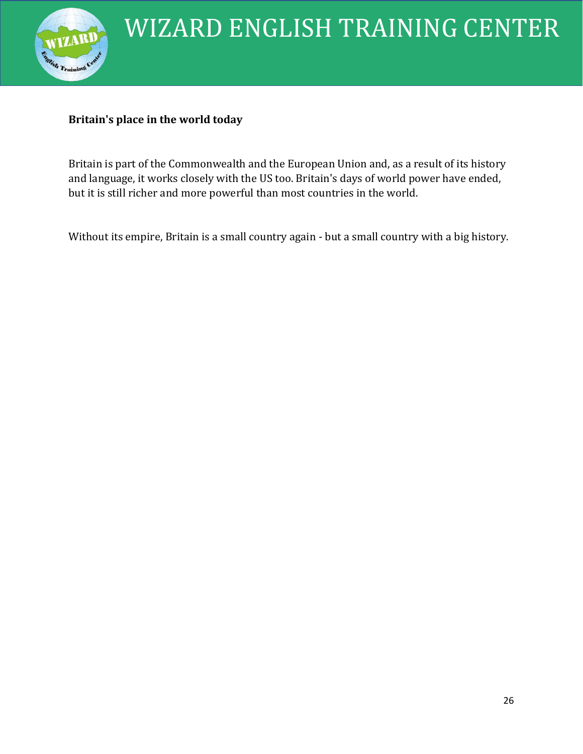**Britain's place in the world today**

Britain is part of the Commonwealth and the European Union and, as a result of its history and language, it works closely with the US too. Britain's days of world power have ended, but it is still richer and more powerful than most countries in the world.

Without its empire, Britain is a small country again - but a small country with a big history.